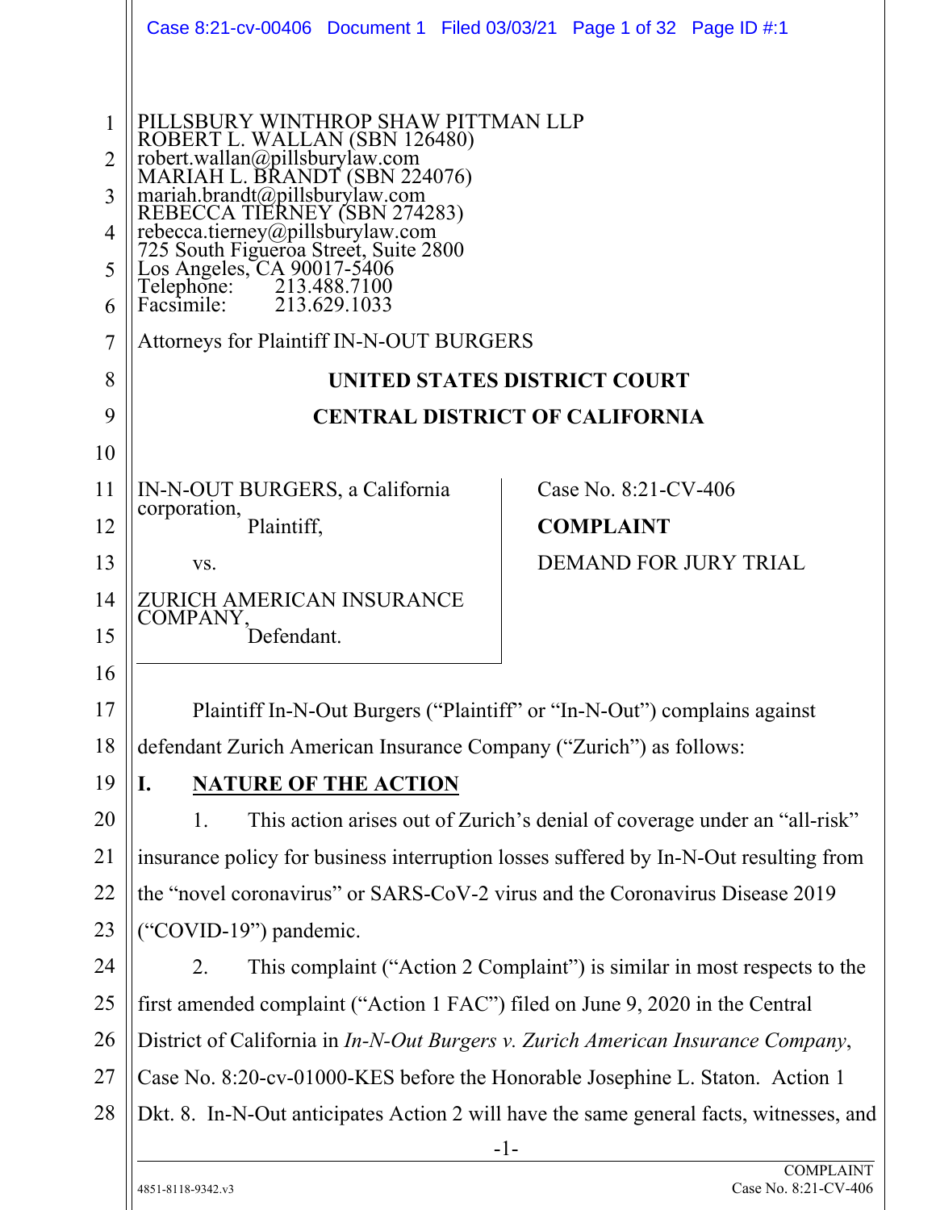PILLSBURY WINTHROP SHAW PITTMAN LLP
ROBERT L. WALLAN (SBN 126480)
robert.wallan@pillsburylaw.com
MARIAH L. BRANDT (SBN 224076)
mariah.brandt@pillsburylaw.com
REBECCA TIERNEY (SBN 274283)
rebecca.tierney@pillsburylaw.com
725 South Figueroa Street, Suite 2800
Los Angeles, CA 90017-5406
Telephone: 213.488.7100
Facsimile: 213.629.1033

Attorneys for Plaintiff IN-N-OUT BURGERS

**UNITED STATES DISTRICT COURT**

**CENTRAL DISTRICT OF CALIFORNIA**

IN-N-OUT BURGERS, a California corporation,
Plaintiff,

vs.

ZURICH AMERICAN INSURANCE COMPANY,
Defendant.

Case No. 8:21-CV-406

**COMPLAINT**

DEMAND FOR JURY TRIAL

Plaintiff In-N-Out Burgers ("Plaintiff" or "In-N-Out") complains against defendant Zurich American Insurance Company ("Zurich") as follows:

## I. NATURE OF THE ACTION

1. This action arises out of Zurich's denial of coverage under an "all-risk" insurance policy for business interruption losses suffered by In-N-Out resulting from the "novel coronavirus" or SARS-CoV-2 virus and the Coronavirus Disease 2019 ("COVID-19") pandemic.

2. This complaint ("Action 2 Complaint") is similar in most respects to the first amended complaint ("Action 1 FAC") filed on June 9, 2020 in the Central District of California in *In-N-Out Burgers v. Zurich American Insurance Company*, Case No. 8:20-cv-01000-KES before the Honorable Josephine L. Staton. Action 1 Dkt. 8. In-N-Out anticipates Action 2 will have the same general facts, witnesses, and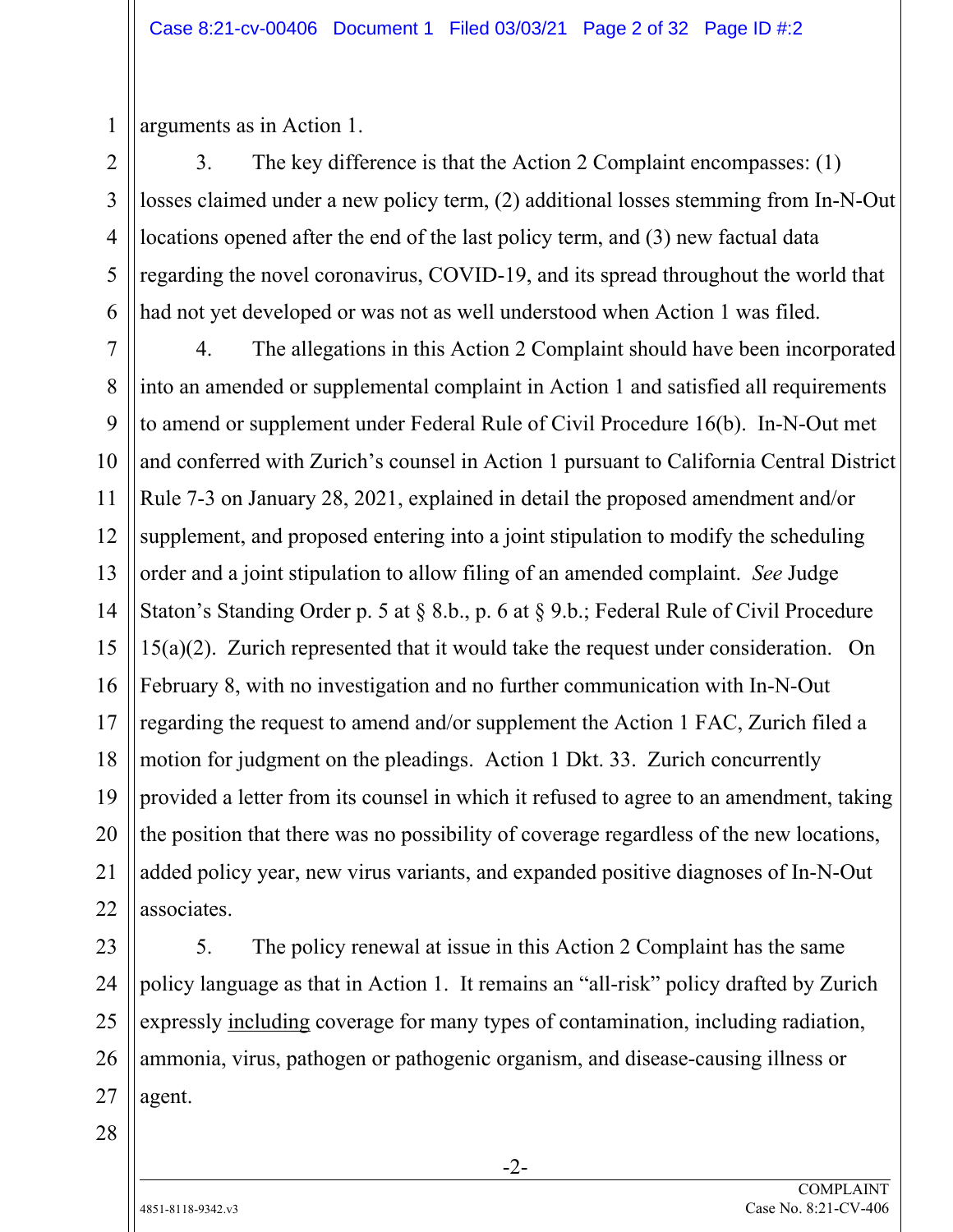arguments as in Action 1.

3. The key difference is that the Action 2 Complaint encompasses: (1) losses claimed under a new policy term, (2) additional losses stemming from In-N-Out locations opened after the end of the last policy term, and (3) new factual data regarding the novel coronavirus, COVID-19, and its spread throughout the world that had not yet developed or was not as well understood when Action 1 was filed.

4. The allegations in this Action 2 Complaint should have been incorporated into an amended or supplemental complaint in Action 1 and satisfied all requirements to amend or supplement under Federal Rule of Civil Procedure 16(b). In-N-Out met and conferred with Zurich's counsel in Action 1 pursuant to California Central District Rule 7-3 on January 28, 2021, explained in detail the proposed amendment and/or supplement, and proposed entering into a joint stipulation to modify the scheduling order and a joint stipulation to allow filing of an amended complaint. *See* Judge Staton's Standing Order p. 5 at § 8.b., p. 6 at § 9.b.; Federal Rule of Civil Procedure 15(a)(2). Zurich represented that it would take the request under consideration. On February 8, with no investigation and no further communication with In-N-Out regarding the request to amend and/or supplement the Action 1 FAC, Zurich filed a motion for judgment on the pleadings. Action 1 Dkt. 33. Zurich concurrently provided a letter from its counsel in which it refused to agree to an amendment, taking the position that there was no possibility of coverage regardless of the new locations, added policy year, new virus variants, and expanded positive diagnoses of In-N-Out associates.

5. The policy renewal at issue in this Action 2 Complaint has the same policy language as that in Action 1. It remains an "all-risk" policy drafted by Zurich expressly <u>including</u> coverage for many types of contamination, including radiation, ammonia, virus, pathogen or pathogenic organism, and disease-causing illness or agent.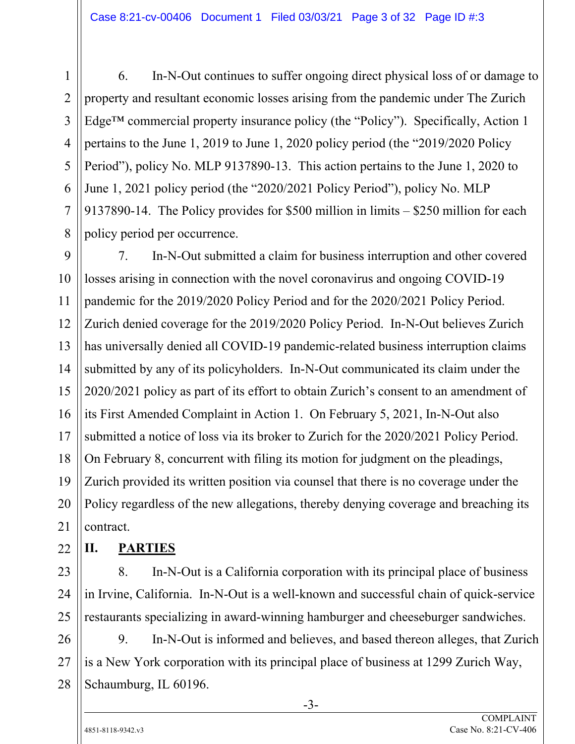6. In-N-Out continues to suffer ongoing direct physical loss of or damage to property and resultant economic losses arising from the pandemic under The Zurich Edge™ commercial property insurance policy (the "Policy"). Specifically, Action 1 pertains to the June 1, 2019 to June 1, 2020 policy period (the "2019/2020 Policy Period"), policy No. MLP 9137890-13. This action pertains to the June 1, 2020 to June 1, 2021 policy period (the "2020/2021 Policy Period"), policy No. MLP 9137890-14. The Policy provides for $500 million in limits – $250 million for each policy period per occurrence.

7. In-N-Out submitted a claim for business interruption and other covered losses arising in connection with the novel coronavirus and ongoing COVID-19 pandemic for the 2019/2020 Policy Period and for the 2020/2021 Policy Period. Zurich denied coverage for the 2019/2020 Policy Period. In-N-Out believes Zurich has universally denied all COVID-19 pandemic-related business interruption claims submitted by any of its policyholders. In-N-Out communicated its claim under the 2020/2021 policy as part of its effort to obtain Zurich's consent to an amendment of its First Amended Complaint in Action 1. On February 5, 2021, In-N-Out also submitted a notice of loss via its broker to Zurich for the 2020/2021 Policy Period. On February 8, concurrent with filing its motion for judgment on the pleadings, Zurich provided its written position via counsel that there is no coverage under the Policy regardless of the new allegations, thereby denying coverage and breaching its contract.

## II. PARTIES

8. In-N-Out is a California corporation with its principal place of business in Irvine, California. In-N-Out is a well-known and successful chain of quick-service restaurants specializing in award-winning hamburger and cheeseburger sandwiches.

9. In-N-Out is informed and believes, and based thereon alleges, that Zurich is a New York corporation with its principal place of business at 1299 Zurich Way, Schaumburg, IL 60196.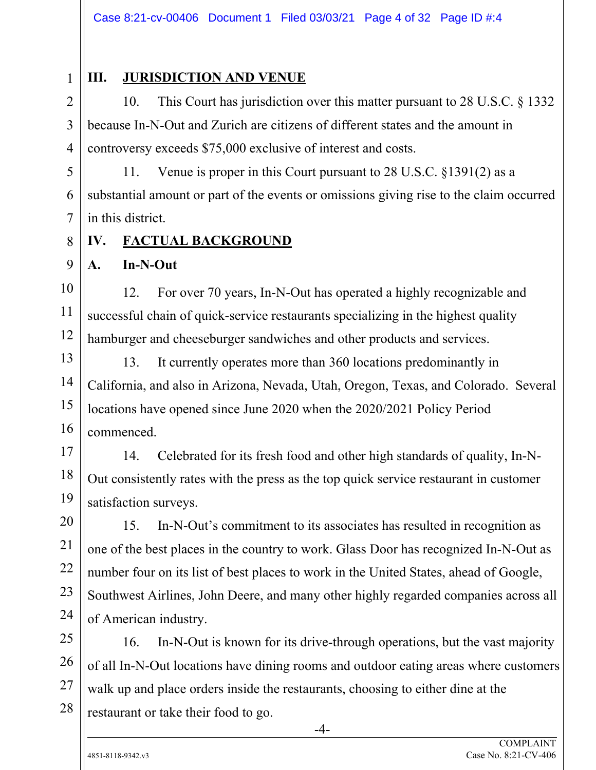## III. JURISDICTION AND VENUE

10. This Court has jurisdiction over this matter pursuant to 28 U.S.C. § 1332 because In-N-Out and Zurich are citizens of different states and the amount in controversy exceeds $75,000 exclusive of interest and costs.

11. Venue is proper in this Court pursuant to 28 U.S.C. §1391(2) as a substantial amount or part of the events or omissions giving rise to the claim occurred in this district.

## IV. FACTUAL BACKGROUND

### A. In-N-Out

12. For over 70 years, In-N-Out has operated a highly recognizable and successful chain of quick-service restaurants specializing in the highest quality hamburger and cheeseburger sandwiches and other products and services.

13. It currently operates more than 360 locations predominantly in California, and also in Arizona, Nevada, Utah, Oregon, Texas, and Colorado. Several locations have opened since June 2020 when the 2020/2021 Policy Period commenced.

14. Celebrated for its fresh food and other high standards of quality, In-N-Out consistently rates with the press as the top quick service restaurant in customer satisfaction surveys.

15. In-N-Out's commitment to its associates has resulted in recognition as one of the best places in the country to work. Glass Door has recognized In-N-Out as number four on its list of best places to work in the United States, ahead of Google, Southwest Airlines, John Deere, and many other highly regarded companies across all of American industry.

16. In-N-Out is known for its drive-through operations, but the vast majority of all In-N-Out locations have dining rooms and outdoor eating areas where customers walk up and place orders inside the restaurants, choosing to either dine at the restaurant or take their food to go.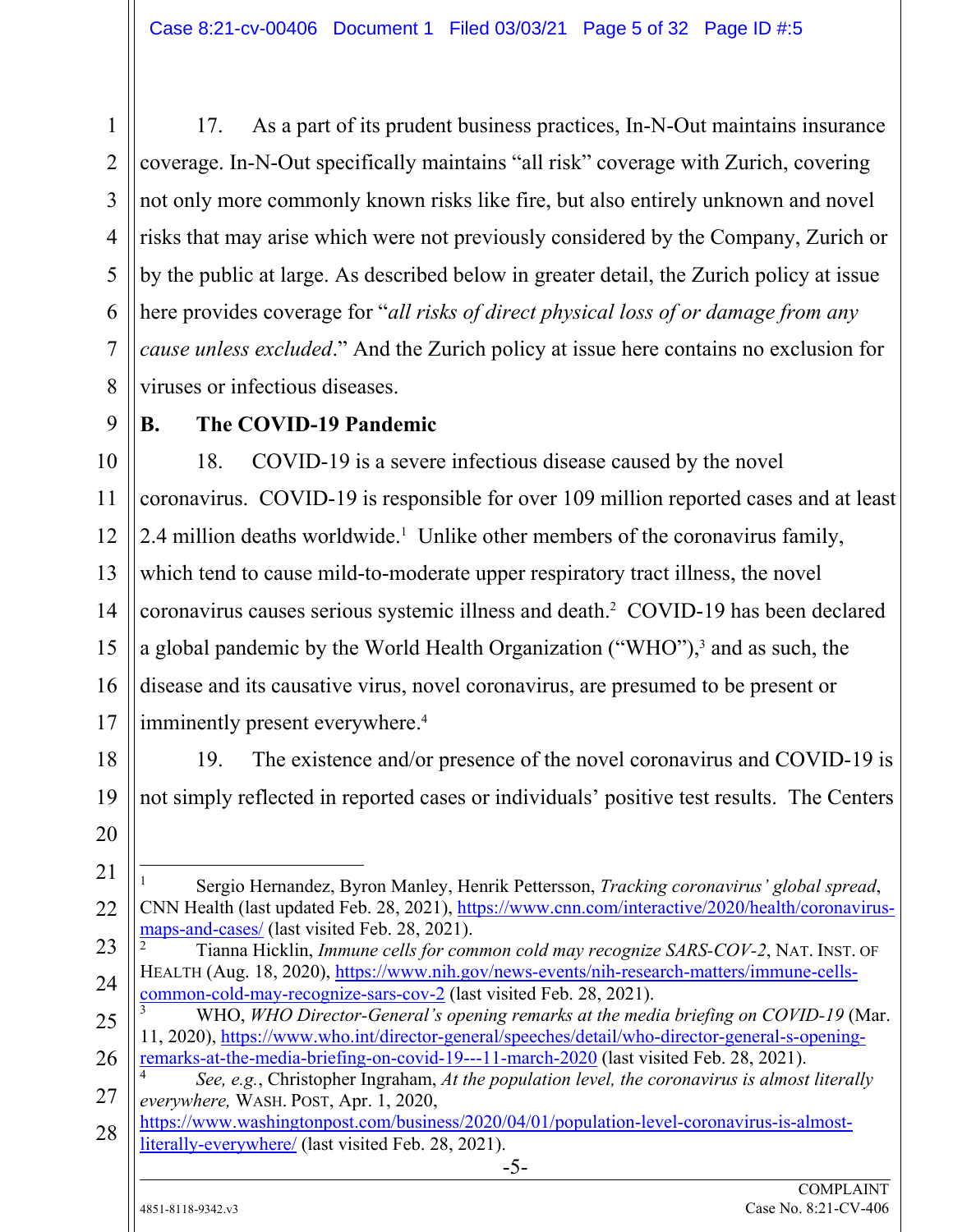17. As a part of its prudent business practices, In-N-Out maintains insurance coverage. In-N-Out specifically maintains "all risk" coverage with Zurich, covering not only more commonly known risks like fire, but also entirely unknown and novel risks that may arise which were not previously considered by the Company, Zurich or by the public at large. As described below in greater detail, the Zurich policy at issue here provides coverage for "*all risks of direct physical loss of or damage from any cause unless excluded*." And the Zurich policy at issue here contains no exclusion for viruses or infectious diseases.

### B. The COVID-19 Pandemic

18. COVID-19 is a severe infectious disease caused by the novel coronavirus. COVID-19 is responsible for over 109 million reported cases and at least 2.4 million deaths worldwide.[1] Unlike other members of the coronavirus family, which tend to cause mild-to-moderate upper respiratory tract illness, the novel coronavirus causes serious systemic illness and death.[2] COVID-19 has been declared a global pandemic by the World Health Organization ("WHO"),[3] and as such, the disease and its causative virus, novel coronavirus, are presumed to be present or imminently present everywhere.[4]

19. The existence and/or presence of the novel coronavirus and COVID-19 is not simply reflected in reported cases or individuals' positive test results. The Centers

---

[1] Sergio Hernandez, Byron Manley, Henrik Pettersson, *Tracking coronavirus' global spread*, CNN Health (last updated Feb. 28, 2021), https://www.cnn.com/interactive/2020/health/coronavirus-maps-and-cases/ (last visited Feb. 28, 2021).

[2] Tianna Hicklin, *Immune cells for common cold may recognize SARS-COV-2*, NAT. INST. OF HEALTH (Aug. 18, 2020), https://www.nih.gov/news-events/nih-research-matters/immune-cells-common-cold-may-recognize-sars-cov-2 (last visited Feb. 28, 2021).

[3] WHO, *WHO Director-General's opening remarks at the media briefing on COVID-19* (Mar. 11, 2020), https://www.who.int/director-general/speeches/detail/who-director-general-s-opening-remarks-at-the-media-briefing-on-covid-19---11-march-2020 (last visited Feb. 28, 2021).

[4] *See, e.g.*, Christopher Ingraham, *At the population level, the coronavirus is almost literally everywhere,* WASH. POST, Apr. 1, 2020, https://www.washingtonpost.com/business/2020/04/01/population-level-coronavirus-is-almost-literally-everywhere/ (last visited Feb. 28, 2021).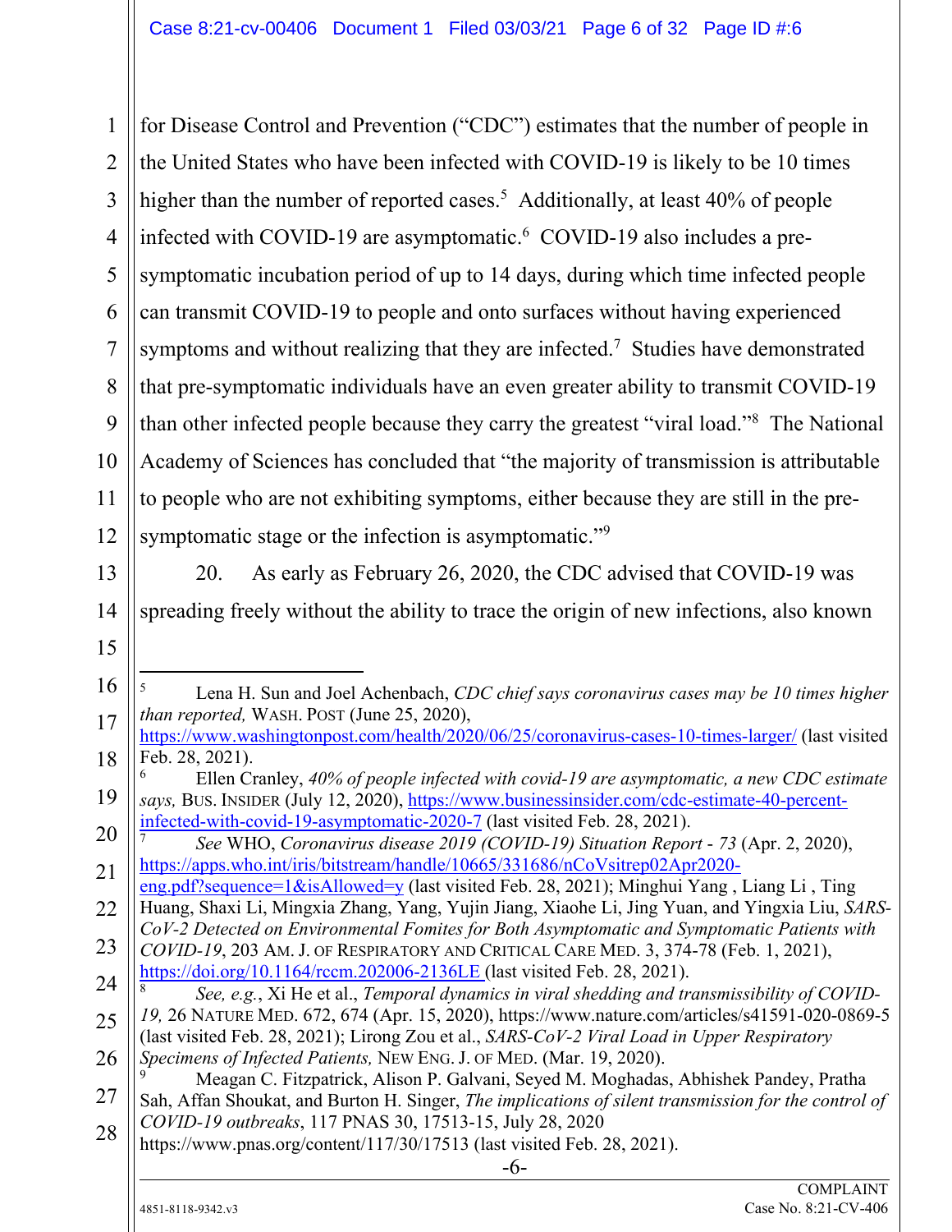for Disease Control and Prevention ("CDC") estimates that the number of people in the United States who have been infected with COVID-19 is likely to be 10 times higher than the number of reported cases.[5] Additionally, at least 40% of people infected with COVID-19 are asymptomatic.[6] COVID-19 also includes a pre-symptomatic incubation period of up to 14 days, during which time infected people can transmit COVID-19 to people and onto surfaces without having experienced symptoms and without realizing that they are infected.[7] Studies have demonstrated that pre-symptomatic individuals have an even greater ability to transmit COVID-19 than other infected people because they carry the greatest "viral load."[8] The National Academy of Sciences has concluded that "the majority of transmission is attributable to people who are not exhibiting symptoms, either because they are still in the pre-symptomatic stage or the infection is asymptomatic."[9]

20. As early as February 26, 2020, the CDC advised that COVID-19 was spreading freely without the ability to trace the origin of new infections, also known

---

[5] Lena H. Sun and Joel Achenbach, *CDC chief says coronavirus cases may be 10 times higher than reported,* WASH. POST (June 25, 2020), https://www.washingtonpost.com/health/2020/06/25/coronavirus-cases-10-times-larger/ (last visited Feb. 28, 2021).

[6] Ellen Cranley, *40% of people infected with covid-19 are asymptomatic, a new CDC estimate says,* BUS. INSIDER (July 12, 2020), https://www.businessinsider.com/cdc-estimate-40-percent-infected-with-covid-19-asymptomatic-2020-7 (last visited Feb. 28, 2021).

[7] *See* WHO, *Coronavirus disease 2019 (COVID-19) Situation Report - 73* (Apr. 2, 2020), https://apps.who.int/iris/bitstream/handle/10665/331686/nCoVsitrep02Apr2020-eng.pdf?sequence=1&isAllowed=y (last visited Feb. 28, 2021); Minghui Yang , Liang Li , Ting Huang, Shaxi Li, Mingxia Zhang, Yang, Yujin Jiang, Xiaohe Li, Jing Yuan, and Yingxia Liu, *SARS-CoV-2 Detected on Environmental Fomites for Both Asymptomatic and Symptomatic Patients with COVID-19*, 203 AM. J. OF RESPIRATORY AND CRITICAL CARE MED. 3, 374-78 (Feb. 1, 2021), https://doi.org/10.1164/rccm.202006-2136LE (last visited Feb. 28, 2021).

[8] *See, e.g.*, Xi He et al., *Temporal dynamics in viral shedding and transmissibility of COVID-19,* 26 NATURE MED. 672, 674 (Apr. 15, 2020), https://www.nature.com/articles/s41591-020-0869-5 (last visited Feb. 28, 2021); Lirong Zou et al., *SARS-CoV-2 Viral Load in Upper Respiratory Specimens of Infected Patients,* NEW ENG. J. OF MED. (Mar. 19, 2020).

[9] Meagan C. Fitzpatrick, Alison P. Galvani, Seyed M. Moghadas, Abhishek Pandey, Pratha Sah, Affan Shoukat, and Burton H. Singer, *The implications of silent transmission for the control of COVID-19 outbreaks*, 117 PNAS 30, 17513-15, July 28, 2020 https://www.pnas.org/content/117/30/17513 (last visited Feb. 28, 2021).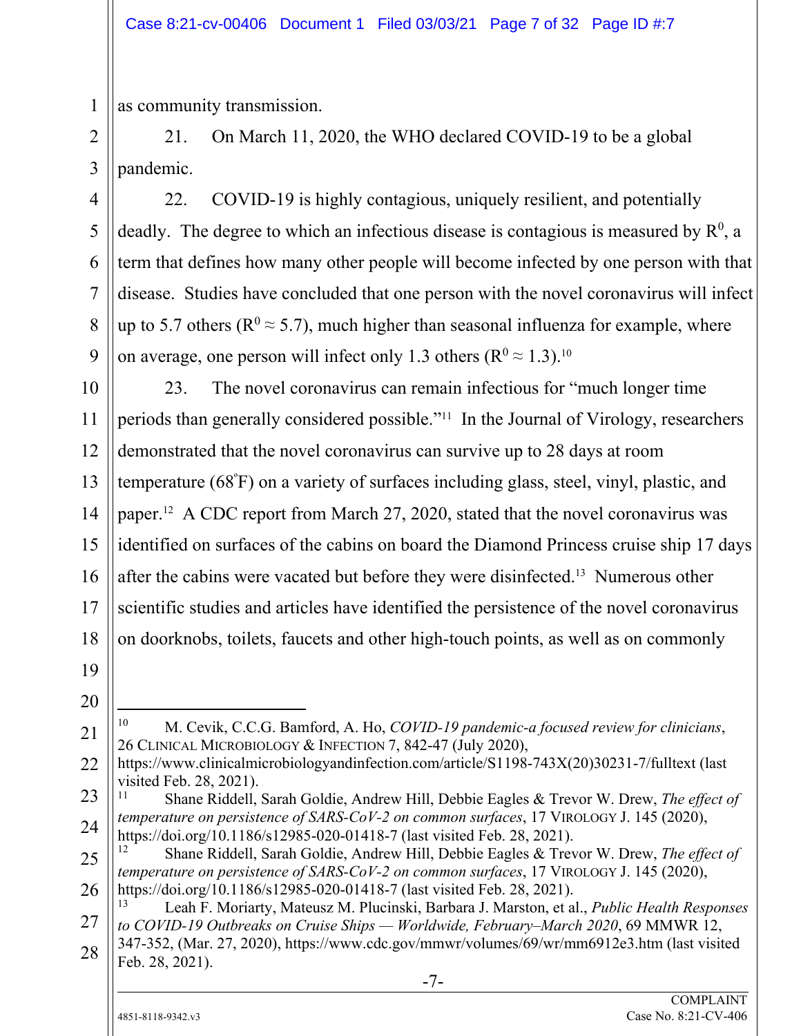as community transmission.

21. On March 11, 2020, the WHO declared COVID-19 to be a global pandemic.

22. COVID-19 is highly contagious, uniquely resilient, and potentially deadly. The degree to which an infectious disease is contagious is measured by $R^0$, a term that defines how many other people will become infected by one person with that disease. Studies have concluded that one person with the novel coronavirus will infect up to 5.7 others ($R^0 \approx 5.7$), much higher than seasonal influenza for example, where on average, one person will infect only 1.3 others ($R^0 \approx 1.3$).[10]

23. The novel coronavirus can remain infectious for "much longer time periods than generally considered possible."[11] In the Journal of Virology, researchers demonstrated that the novel coronavirus can survive up to 28 days at room temperature (68°F) on a variety of surfaces including glass, steel, vinyl, plastic, and paper.[12] A CDC report from March 27, 2020, stated that the novel coronavirus was identified on surfaces of the cabins on board the Diamond Princess cruise ship 17 days after the cabins were vacated but before they were disinfected.[13] Numerous other scientific studies and articles have identified the persistence of the novel coronavirus on doorknobs, toilets, faucets and other high-touch points, as well as on commonly

---

[10] M. Cevik, C.C.G. Bamford, A. Ho, *COVID-19 pandemic-a focused review for clinicians*, 26 Clinical Microbiology & Infection 7, 842-47 (July 2020), https://www.clinicalmicrobiologyandinfection.com/article/S1198-743X(20)30231-7/fulltext (last visited Feb. 28, 2021).

[11] Shane Riddell, Sarah Goldie, Andrew Hill, Debbie Eagles & Trevor W. Drew, *The effect of temperature on persistence of SARS-CoV-2 on common surfaces*, 17 Virology J. 145 (2020), https://doi.org/10.1186/s12985-020-01418-7 (last visited Feb. 28, 2021).

[12] Shane Riddell, Sarah Goldie, Andrew Hill, Debbie Eagles & Trevor W. Drew, *The effect of temperature on persistence of SARS-CoV-2 on common surfaces*, 17 Virology J. 145 (2020), https://doi.org/10.1186/s12985-020-01418-7 (last visited Feb. 28, 2021).

[13] Leah F. Moriarty, Mateusz M. Plucinski, Barbara J. Marston, et al., *Public Health Responses to COVID-19 Outbreaks on Cruise Ships — Worldwide, February–March 2020*, 69 MMWR 12, 347-352, (Mar. 27, 2020), https://www.cdc.gov/mmwr/volumes/69/wr/mm6912e3.htm (last visited Feb. 28, 2021).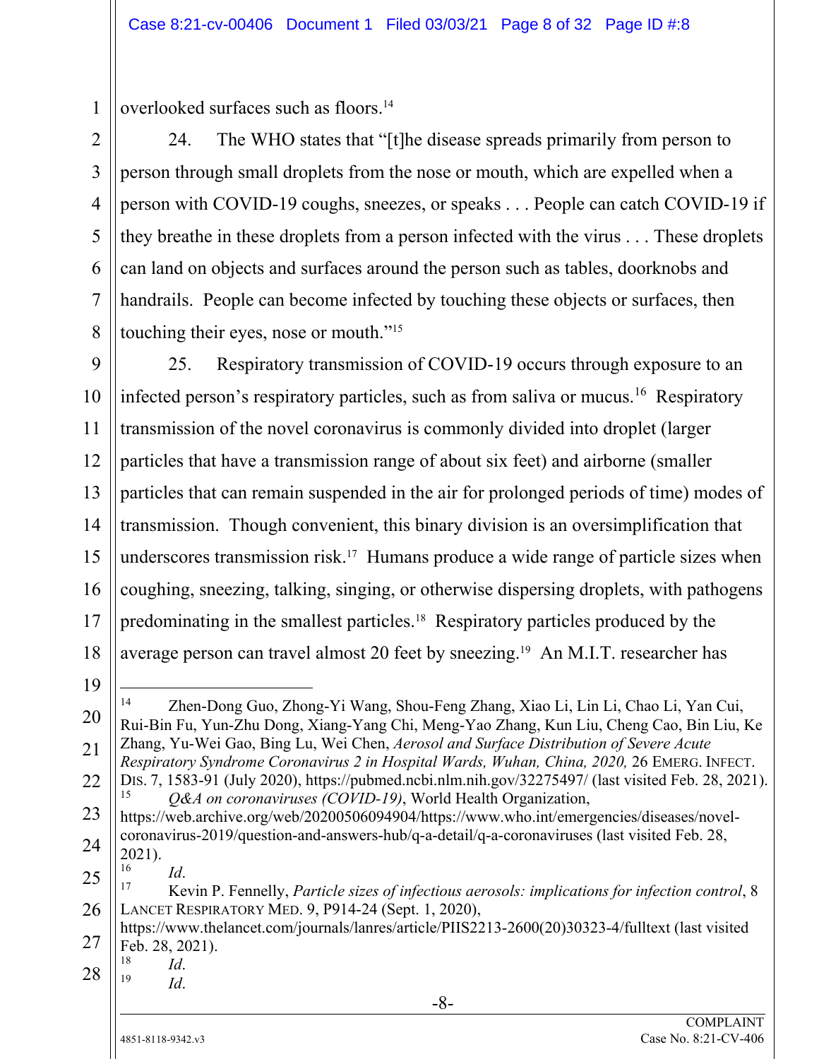overlooked surfaces such as floors.[14]

24. The WHO states that "[t]he disease spreads primarily from person to person through small droplets from the nose or mouth, which are expelled when a person with COVID-19 coughs, sneezes, or speaks . . . People can catch COVID-19 if they breathe in these droplets from a person infected with the virus . . . These droplets can land on objects and surfaces around the person such as tables, doorknobs and handrails. People can become infected by touching these objects or surfaces, then touching their eyes, nose or mouth."[15]

25. Respiratory transmission of COVID-19 occurs through exposure to an infected person's respiratory particles, such as from saliva or mucus.[16] Respiratory transmission of the novel coronavirus is commonly divided into droplet (larger particles that have a transmission range of about six feet) and airborne (smaller particles that can remain suspended in the air for prolonged periods of time) modes of transmission. Though convenient, this binary division is an oversimplification that underscores transmission risk.[17] Humans produce a wide range of particle sizes when coughing, sneezing, talking, singing, or otherwise dispersing droplets, with pathogens predominating in the smallest particles.[18] Respiratory particles produced by the average person can travel almost 20 feet by sneezing.[19] An M.I.T. researcher has

---

[14] Zhen-Dong Guo, Zhong-Yi Wang, Shou-Feng Zhang, Xiao Li, Lin Li, Chao Li, Yan Cui, Rui-Bin Fu, Yun-Zhu Dong, Xiang-Yang Chi, Meng-Yao Zhang, Kun Liu, Cheng Cao, Bin Liu, Ke Zhang, Yu-Wei Gao, Bing Lu, Wei Chen, *Aerosol and Surface Distribution of Severe Acute Respiratory Syndrome Coronavirus 2 in Hospital Wards, Wuhan, China, 2020,* 26 EMERG. INFECT. DIS. 7, 1583-91 (July 2020), https://pubmed.ncbi.nlm.nih.gov/32275497/ (last visited Feb. 28, 2021).

[15] *Q&A on coronaviruses (COVID-19)*, World Health Organization, https://web.archive.org/web/20200506094904/https://www.who.int/emergencies/diseases/novel-coronavirus-2019/question-and-answers-hub/q-a-detail/q-a-coronaviruses (last visited Feb. 28, 2021).

[16] *Id.*

[17] Kevin P. Fennelly, *Particle sizes of infectious aerosols: implications for infection control*, 8 LANCET RESPIRATORY MED. 9, P914-24 (Sept. 1, 2020), https://www.thelancet.com/journals/lanres/article/PIIS2213-2600(20)30323-4/fulltext (last visited Feb. 28, 2021).

[18] *Id.*

[19] *Id.*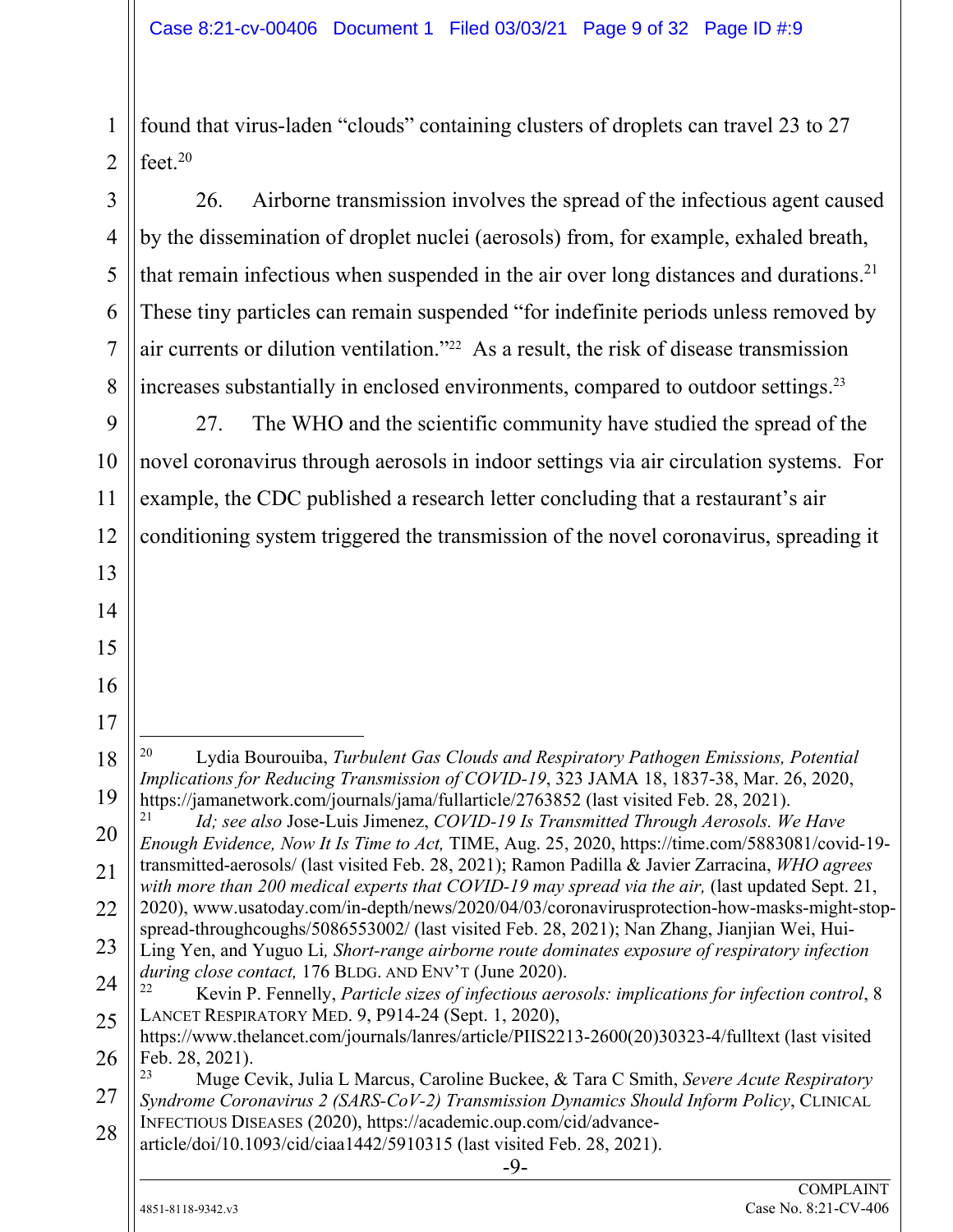found that virus-laden "clouds" containing clusters of droplets can travel 23 to 27 feet.[20]

26. Airborne transmission involves the spread of the infectious agent caused by the dissemination of droplet nuclei (aerosols) from, for example, exhaled breath, that remain infectious when suspended in the air over long distances and durations.[21] These tiny particles can remain suspended "for indefinite periods unless removed by air currents or dilution ventilation."[22] As a result, the risk of disease transmission increases substantially in enclosed environments, compared to outdoor settings.[23]

27. The WHO and the scientific community have studied the spread of the novel coronavirus through aerosols in indoor settings via air circulation systems. For example, the CDC published a research letter concluding that a restaurant's air conditioning system triggered the transmission of the novel coronavirus, spreading it

---

[20] Lydia Bourouiba, *Turbulent Gas Clouds and Respiratory Pathogen Emissions, Potential Implications for Reducing Transmission of COVID-19*, 323 JAMA 18, 1837-38, Mar. 26, 2020, https://jamanetwork.com/journals/jama/fullarticle/2763852 (last visited Feb. 28, 2021).

[21] *Id; see also* Jose-Luis Jimenez, *COVID-19 Is Transmitted Through Aerosols. We Have Enough Evidence, Now It Is Time to Act,* TIME, Aug. 25, 2020, https://time.com/5883081/covid-19-transmitted-aerosols/ (last visited Feb. 28, 2021); Ramon Padilla & Javier Zarracina, *WHO agrees with more than 200 medical experts that COVID-19 may spread via the air,* (last updated Sept. 21, 2020), www.usatoday.com/in-depth/news/2020/04/03/coronavirusprotection-how-masks-might-stop-spread-throughcoughs/5086553002/ (last visited Feb. 28, 2021); Nan Zhang, Jianjian Wei, Hui-Ling Yen, and Yuguo Li*, Short-range airborne route dominates exposure of respiratory infection during close contact,* 176 BLDG. AND ENV'T (June 2020).

[22] Kevin P. Fennelly, *Particle sizes of infectious aerosols: implications for infection control*, 8 LANCET RESPIRATORY MED. 9, P914-24 (Sept. 1, 2020), https://www.thelancet.com/journals/lanres/article/PIIS2213-2600(20)30323-4/fulltext (last visited Feb. 28, 2021).

[23] Muge Cevik, Julia L Marcus, Caroline Buckee, & Tara C Smith, *Severe Acute Respiratory Syndrome Coronavirus 2 (SARS-CoV-2) Transmission Dynamics Should Inform Policy*, CLINICAL INFECTIOUS DISEASES (2020), https://academic.oup.com/cid/advance-article/doi/10.1093/cid/ciaa1442/5910315 (last visited Feb. 28, 2021).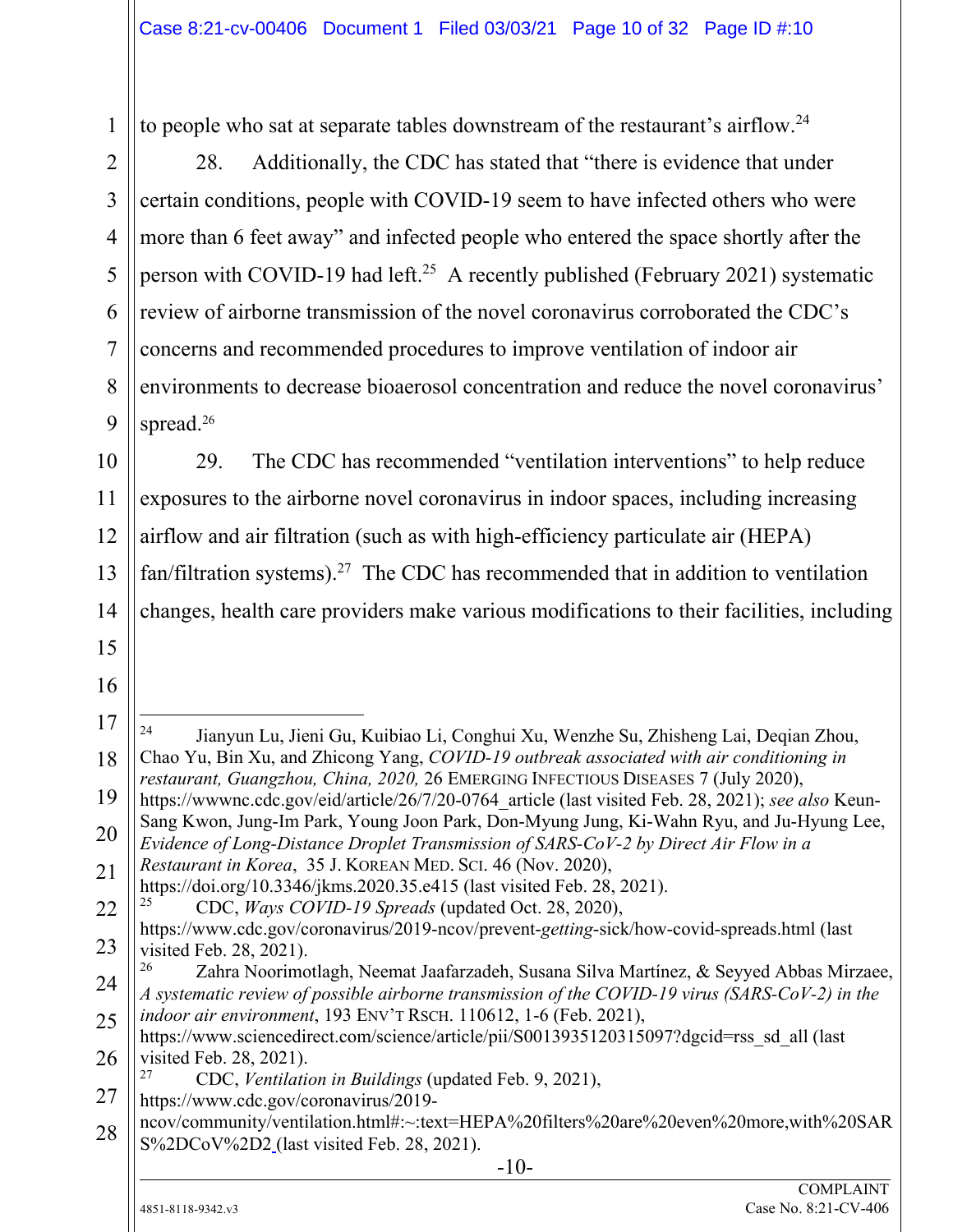to people who sat at separate tables downstream of the restaurant's airflow.[24]

28. Additionally, the CDC has stated that "there is evidence that under certain conditions, people with COVID-19 seem to have infected others who were more than 6 feet away" and infected people who entered the space shortly after the person with COVID-19 had left.[25] A recently published (February 2021) systematic review of airborne transmission of the novel coronavirus corroborated the CDC's concerns and recommended procedures to improve ventilation of indoor air environments to decrease bioaerosol concentration and reduce the novel coronavirus' spread.[26]

29. The CDC has recommended "ventilation interventions" to help reduce exposures to the airborne novel coronavirus in indoor spaces, including increasing airflow and air filtration (such as with high-efficiency particulate air (HEPA) fan/filtration systems).[27] The CDC has recommended that in addition to ventilation changes, health care providers make various modifications to their facilities, including

---

[24] Jianyun Lu, Jieni Gu, Kuibiao Li, Conghui Xu, Wenzhe Su, Zhisheng Lai, Deqian Zhou, Chao Yu, Bin Xu, and Zhicong Yang, *COVID-19 outbreak associated with air conditioning in restaurant, Guangzhou, China, 2020,* 26 EMERGING INFECTIOUS DISEASES 7 (July 2020), https://wwwnc.cdc.gov/eid/article/26/7/20-0764_article (last visited Feb. 28, 2021); *see also* Keun-Sang Kwon, Jung-Im Park, Young Joon Park, Don-Myung Jung, Ki-Wahn Ryu, and Ju-Hyung Lee, *Evidence of Long-Distance Droplet Transmission of SARS-CoV-2 by Direct Air Flow in a Restaurant in Korea*, 35 J. KOREAN MED. SCI. 46 (Nov. 2020), https://doi.org/10.3346/jkms.2020.35.e415 (last visited Feb. 28, 2021).

[25] CDC, *Ways COVID-19 Spreads* (updated Oct. 28, 2020), https://www.cdc.gov/coronavirus/2019-ncov/prevent-*getting*-sick/how-covid-spreads.html (last visited Feb. 28, 2021).

[26] Zahra Noorimotlagh, Neemat Jaafarzadeh, Susana Silva Martínez, & Seyyed Abbas Mirzaee, *A systematic review of possible airborne transmission of the COVID-19 virus (SARS-CoV-2) in the indoor air environment*, 193 ENV'T RSCH. 110612, 1-6 (Feb. 2021), https://www.sciencedirect.com/science/article/pii/S0013935120315097?dgcid=rss_sd_all (last visited Feb. 28, 2021).

[27] CDC, *Ventilation in Buildings* (updated Feb. 9, 2021), https://www.cdc.gov/coronavirus/2019-ncov/community/ventilation.html#:~:text=HEPA%20filters%20are%20even%20more,with%20SARS%2DCoV%2D2 (last visited Feb. 28, 2021).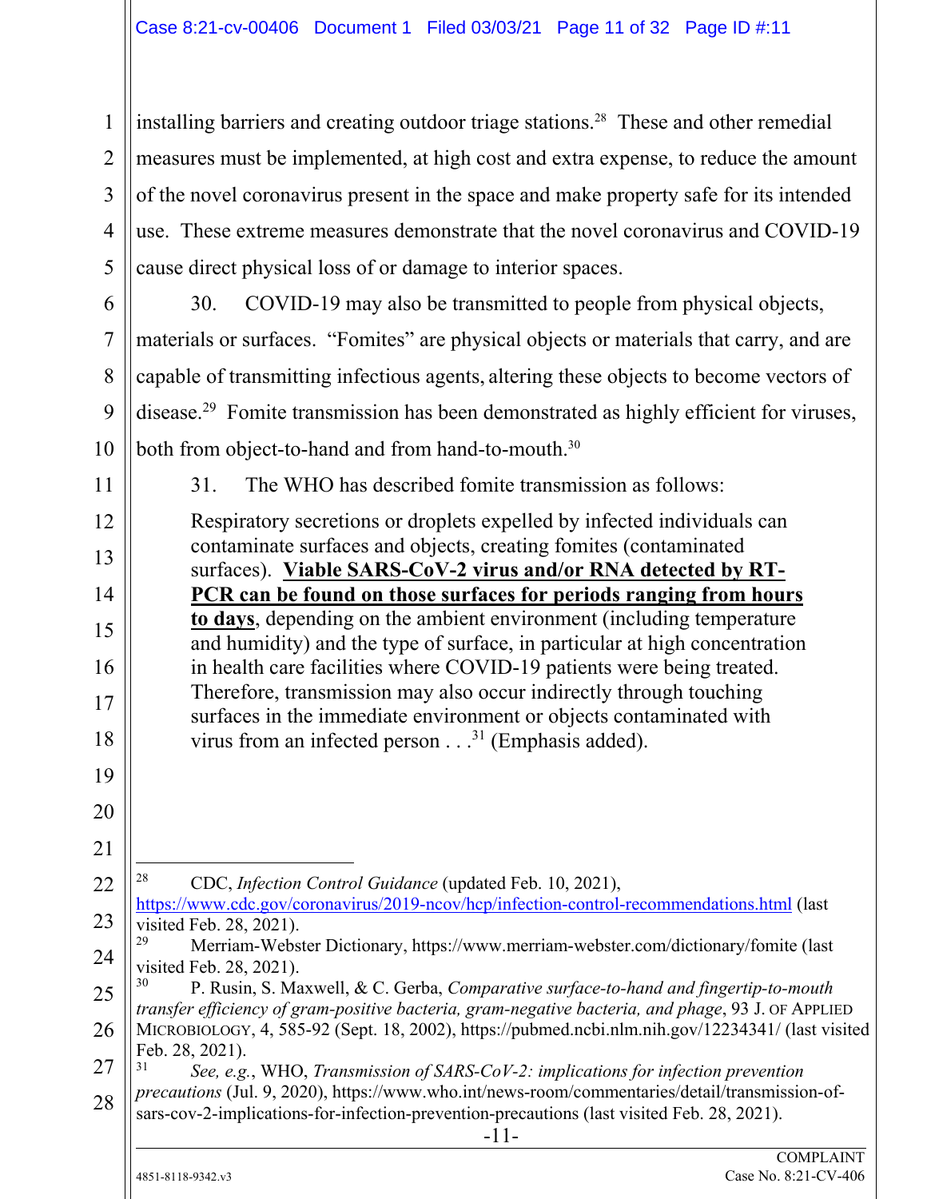installing barriers and creating outdoor triage stations.[28] These and other remedial measures must be implemented, at high cost and extra expense, to reduce the amount of the novel coronavirus present in the space and make property safe for its intended use. These extreme measures demonstrate that the novel coronavirus and COVID-19 cause direct physical loss of or damage to interior spaces.

30. COVID-19 may also be transmitted to people from physical objects, materials or surfaces. "Fomites" are physical objects or materials that carry, and are capable of transmitting infectious agents, altering these objects to become vectors of disease.[29] Fomite transmission has been demonstrated as highly efficient for viruses, both from object-to-hand and from hand-to-mouth.[30]

31. The WHO has described fomite transmission as follows:

> Respiratory secretions or droplets expelled by infected individuals can contaminate surfaces and objects, creating fomites (contaminated surfaces). **<u>Viable SARS-CoV-2 virus and/or RNA detected by RT-PCR can be found on those surfaces for periods ranging from hours to days</u>**, depending on the ambient environment (including temperature and humidity) and the type of surface, in particular at high concentration in health care facilities where COVID-19 patients were being treated. Therefore, transmission may also occur indirectly through touching surfaces in the immediate environment or objects contaminated with virus from an infected person . . .[31] (Emphasis added).

---

[28] CDC, *Infection Control Guidance* (updated Feb. 10, 2021), https://www.cdc.gov/coronavirus/2019-ncov/hcp/infection-control-recommendations.html (last visited Feb. 28, 2021).

[29] Merriam-Webster Dictionary, https://www.merriam-webster.com/dictionary/fomite (last visited Feb. 28, 2021).

[30] P. Rusin, S. Maxwell, & C. Gerba, *Comparative surface-to-hand and fingertip-to-mouth transfer efficiency of gram-positive bacteria, gram-negative bacteria, and phage*, 93 J. OF APPLIED MICROBIOLOGY, 4, 585-92 (Sept. 18, 2002), https://pubmed.ncbi.nlm.nih.gov/12234341/ (last visited Feb. 28, 2021).

[31] *See, e.g.*, WHO, *Transmission of SARS-CoV-2: implications for infection prevention precautions* (Jul. 9, 2020), https://www.who.int/news-room/commentaries/detail/transmission-of-sars-cov-2-implications-for-infection-prevention-precautions (last visited Feb. 28, 2021).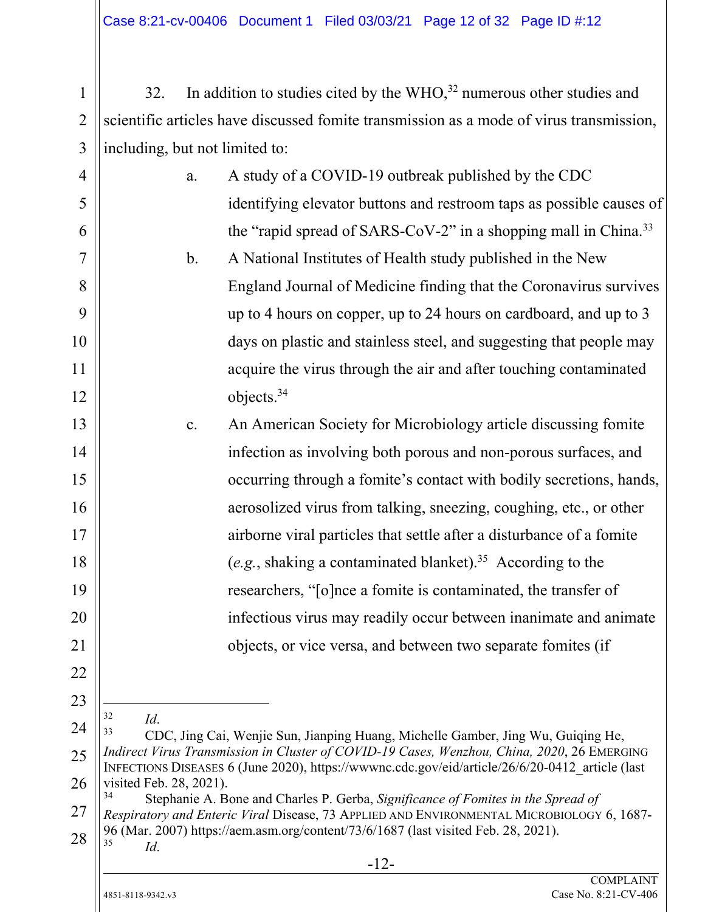32. In addition to studies cited by the WHO,[32] numerous other studies and scientific articles have discussed fomite transmission as a mode of virus transmission, including, but not limited to:

a. A study of a COVID-19 outbreak published by the CDC identifying elevator buttons and restroom taps as possible causes of the "rapid spread of SARS-CoV-2" in a shopping mall in China.[33]

b. A National Institutes of Health study published in the New England Journal of Medicine finding that the Coronavirus survives up to 4 hours on copper, up to 24 hours on cardboard, and up to 3 days on plastic and stainless steel, and suggesting that people may acquire the virus through the air and after touching contaminated objects.[34]

c. An American Society for Microbiology article discussing fomite infection as involving both porous and non-porous surfaces, and occurring through a fomite's contact with bodily secretions, hands, aerosolized virus from talking, sneezing, coughing, etc., or other airborne viral particles that settle after a disturbance of a fomite (*e.g.*, shaking a contaminated blanket).[35] According to the researchers, "[o]nce a fomite is contaminated, the transfer of infectious virus may readily occur between inanimate and animate objects, or vice versa, and between two separate fomites (if

---

[32] *Id*.

[33] CDC, Jing Cai, Wenjie Sun, Jianping Huang, Michelle Gamber, Jing Wu, Guiqing He, *Indirect Virus Transmission in Cluster of COVID-19 Cases, Wenzhou, China, 2020*, 26 EMERGING INFECTIONS DISEASES 6 (June 2020), https://wwwnc.cdc.gov/eid/article/26/6/20-0412_article (last visited Feb. 28, 2021).

[34] Stephanie A. Bone and Charles P. Gerba, *Significance of Fomites in the Spread of Respiratory and Enteric Viral* Disease, 73 APPLIED AND ENVIRONMENTAL MICROBIOLOGY 6, 1687-96 (Mar. 2007) https://aem.asm.org/content/73/6/1687 (last visited Feb. 28, 2021).

[35] *Id*.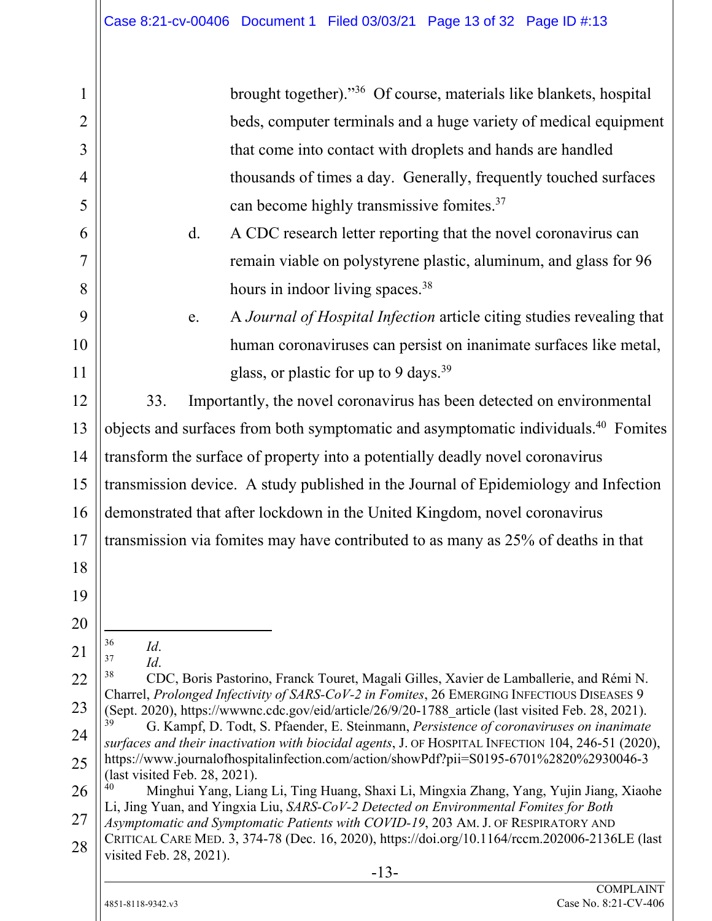brought together)."[36] Of course, materials like blankets, hospital beds, computer terminals and a huge variety of medical equipment that come into contact with droplets and hands are handled thousands of times a day. Generally, frequently touched surfaces can become highly transmissive fomites.[37]

d. A CDC research letter reporting that the novel coronavirus can remain viable on polystyrene plastic, aluminum, and glass for 96 hours in indoor living spaces.[38]

e. A *Journal of Hospital Infection* article citing studies revealing that human coronaviruses can persist on inanimate surfaces like metal, glass, or plastic for up to 9 days.[39]

33. Importantly, the novel coronavirus has been detected on environmental objects and surfaces from both symptomatic and asymptomatic individuals.[40] Fomites transform the surface of property into a potentially deadly novel coronavirus transmission device. A study published in the Journal of Epidemiology and Infection demonstrated that after lockdown in the United Kingdom, novel coronavirus transmission via fomites may have contributed to as many as 25% of deaths in that

---

[36] *Id*.

[37] *Id*.

[38] CDC, Boris Pastorino, Franck Touret, Magali Gilles, Xavier de Lamballerie, and Rémi N. Charrel, *Prolonged Infectivity of SARS-CoV-2 in Fomites*, 26 EMERGING INFECTIOUS DISEASES 9 (Sept. 2020), https://wwwnc.cdc.gov/eid/article/26/9/20-1788_article (last visited Feb. 28, 2021).

[39] G. Kampf, D. Todt, S. Pfaender, E. Steinmann, *Persistence of coronaviruses on inanimate surfaces and their inactivation with biocidal agents*, J. OF HOSPITAL INFECTION 104, 246-51 (2020), https://www.journalofhospitalinfection.com/action/showPdf?pii=S0195-6701%2820%2930046-3 (last visited Feb. 28, 2021).

[40] Minghui Yang, Liang Li, Ting Huang, Shaxi Li, Mingxia Zhang, Yang, Yujin Jiang, Xiaohe Li, Jing Yuan, and Yingxia Liu, *SARS-CoV-2 Detected on Environmental Fomites for Both Asymptomatic and Symptomatic Patients with COVID-19*, 203 AM. J. OF RESPIRATORY AND CRITICAL CARE MED. 3, 374-78 (Dec. 16, 2020), https://doi.org/10.1164/rccm.202006-2136LE (last visited Feb. 28, 2021).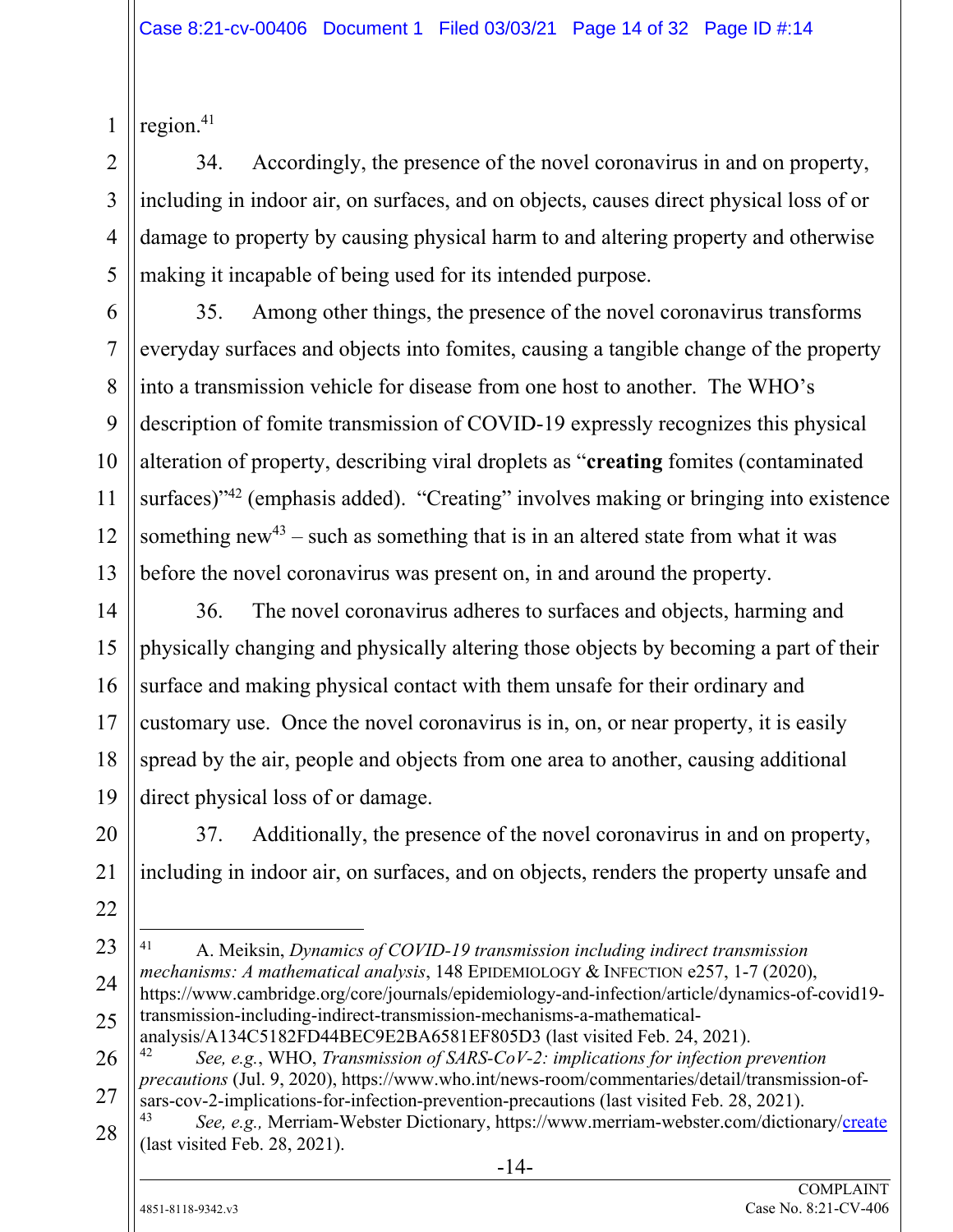region.[41]

34. Accordingly, the presence of the novel coronavirus in and on property, including in indoor air, on surfaces, and on objects, causes direct physical loss of or damage to property by causing physical harm to and altering property and otherwise making it incapable of being used for its intended purpose.

35. Among other things, the presence of the novel coronavirus transforms everyday surfaces and objects into fomites, causing a tangible change of the property into a transmission vehicle for disease from one host to another. The WHO's description of fomite transmission of COVID-19 expressly recognizes this physical alteration of property, describing viral droplets as "**creating** fomites (contaminated surfaces)"[42] (emphasis added). "Creating" involves making or bringing into existence something new[43] – such as something that is in an altered state from what it was before the novel coronavirus was present on, in and around the property.

36. The novel coronavirus adheres to surfaces and objects, harming and physically changing and physically altering those objects by becoming a part of their surface and making physical contact with them unsafe for their ordinary and customary use. Once the novel coronavirus is in, on, or near property, it is easily spread by the air, people and objects from one area to another, causing additional direct physical loss of or damage.

37. Additionally, the presence of the novel coronavirus in and on property, including in indoor air, on surfaces, and on objects, renders the property unsafe and

---

[41] A. Meiksin, *Dynamics of COVID-19 transmission including indirect transmission mechanisms: A mathematical analysis*, 148 Epidemiology & Infection e257, 1-7 (2020), https://www.cambridge.org/core/journals/epidemiology-and-infection/article/dynamics-of-covid19-transmission-including-indirect-transmission-mechanisms-a-mathematical-analysis/A134C5182FD44BEC9E2BA6581EF805D3 (last visited Feb. 24, 2021).

[42] *See, e.g.*, WHO, *Transmission of SARS-CoV-2: implications for infection prevention precautions* (Jul. 9, 2020), https://www.who.int/news-room/commentaries/detail/transmission-of-sars-cov-2-implications-for-infection-prevention-precautions (last visited Feb. 28, 2021).

[43] *See, e.g.,* Merriam-Webster Dictionary, https://www.merriam-webster.com/dictionary/create (last visited Feb. 28, 2021).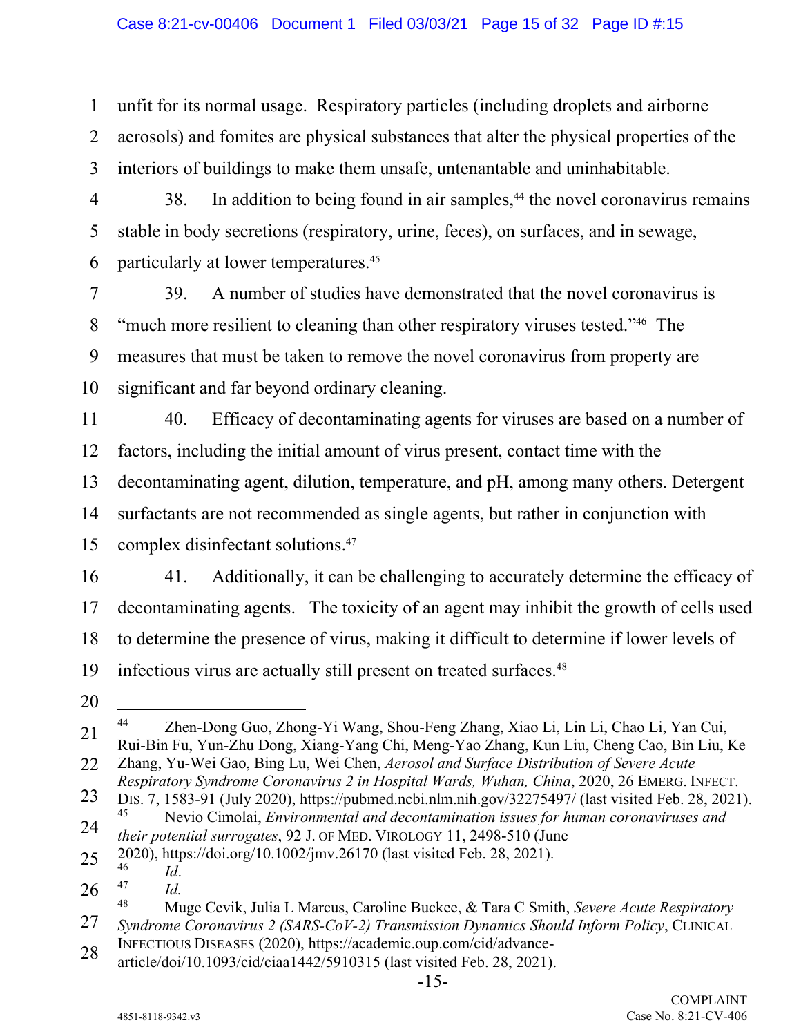unfit for its normal usage. Respiratory particles (including droplets and airborne aerosols) and fomites are physical substances that alter the physical properties of the interiors of buildings to make them unsafe, untenantable and uninhabitable.

38. In addition to being found in air samples,[44] the novel coronavirus remains stable in body secretions (respiratory, urine, feces), on surfaces, and in sewage, particularly at lower temperatures.[45]

39. A number of studies have demonstrated that the novel coronavirus is "much more resilient to cleaning than other respiratory viruses tested."[46] The measures that must be taken to remove the novel coronavirus from property are significant and far beyond ordinary cleaning.

40. Efficacy of decontaminating agents for viruses are based on a number of factors, including the initial amount of virus present, contact time with the decontaminating agent, dilution, temperature, and pH, among many others. Detergent surfactants are not recommended as single agents, but rather in conjunction with complex disinfectant solutions.[47]

41. Additionally, it can be challenging to accurately determine the efficacy of decontaminating agents. The toxicity of an agent may inhibit the growth of cells used to determine the presence of virus, making it difficult to determine if lower levels of infectious virus are actually still present on treated surfaces.[48]

---

[44] Zhen-Dong Guo, Zhong-Yi Wang, Shou-Feng Zhang, Xiao Li, Lin Li, Chao Li, Yan Cui, Rui-Bin Fu, Yun-Zhu Dong, Xiang-Yang Chi, Meng-Yao Zhang, Kun Liu, Cheng Cao, Bin Liu, Ke Zhang, Yu-Wei Gao, Bing Lu, Wei Chen, *Aerosol and Surface Distribution of Severe Acute Respiratory Syndrome Coronavirus 2 in Hospital Wards, Wuhan, China*, 2020, 26 EMERG. INFECT. DIS. 7, 1583-91 (July 2020), https://pubmed.ncbi.nlm.nih.gov/32275497/ (last visited Feb. 28, 2021).

[45] Nevio Cimolai, *Environmental and decontamination issues for human coronaviruses and their potential surrogates*, 92 J. OF MED. VIROLOGY 11, 2498-510 (June 2020), https://doi.org/10.1002/jmv.26170 (last visited Feb. 28, 2021).

[46] *Id*.

[47] *Id.*

[48] Muge Cevik, Julia L Marcus, Caroline Buckee, & Tara C Smith, *Severe Acute Respiratory Syndrome Coronavirus 2 (SARS-CoV-2) Transmission Dynamics Should Inform Policy*, CLINICAL INFECTIOUS DISEASES (2020), https://academic.oup.com/cid/advance-article/doi/10.1093/cid/ciaa1442/5910315 (last visited Feb. 28, 2021).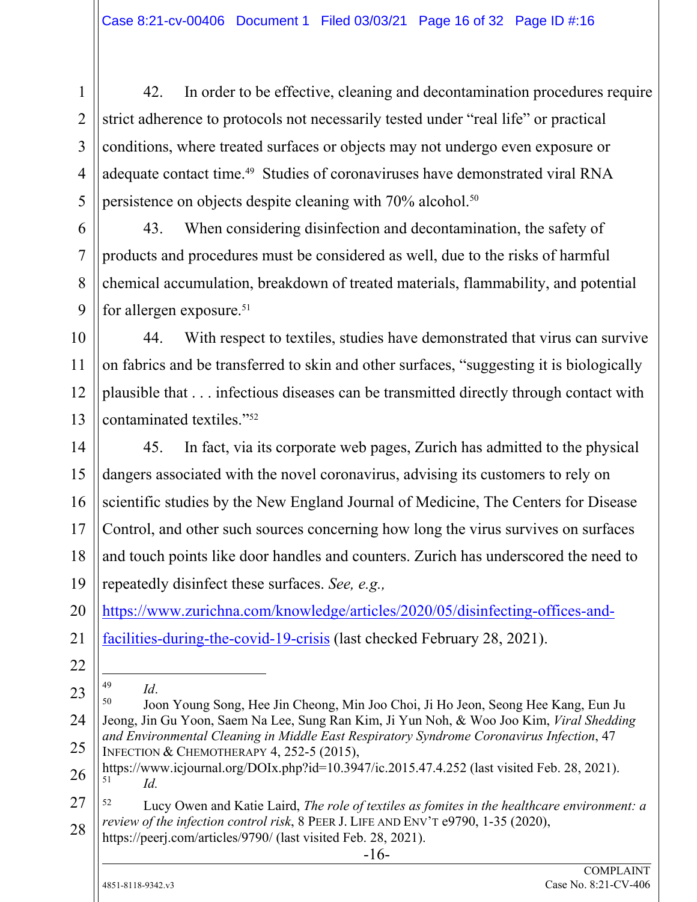42. In order to be effective, cleaning and decontamination procedures require strict adherence to protocols not necessarily tested under "real life" or practical conditions, where treated surfaces or objects may not undergo even exposure or adequate contact time.[49] Studies of coronaviruses have demonstrated viral RNA persistence on objects despite cleaning with 70% alcohol.[50]

43. When considering disinfection and decontamination, the safety of products and procedures must be considered as well, due to the risks of harmful chemical accumulation, breakdown of treated materials, flammability, and potential for allergen exposure.[51]

44. With respect to textiles, studies have demonstrated that virus can survive on fabrics and be transferred to skin and other surfaces, "suggesting it is biologically plausible that . . . infectious diseases can be transmitted directly through contact with contaminated textiles."[52]

45. In fact, via its corporate web pages, Zurich has admitted to the physical dangers associated with the novel coronavirus, advising its customers to rely on scientific studies by the New England Journal of Medicine, The Centers for Disease Control, and other such sources concerning how long the virus survives on surfaces and touch points like door handles and counters. Zurich has underscored the need to repeatedly disinfect these surfaces. *See, e.g.,* https://www.zurichna.com/knowledge/articles/2020/05/disinfecting-offices-and-facilities-during-the-covid-19-crisis (last checked February 28, 2021).

---

[49] *Id*.

[50] Joon Young Song, Hee Jin Cheong, Min Joo Choi, Ji Ho Jeon, Seong Hee Kang, Eun Ju Jeong, Jin Gu Yoon, Saem Na Lee, Sung Ran Kim, Ji Yun Noh, & Woo Joo Kim, *Viral Shedding and Environmental Cleaning in Middle East Respiratory Syndrome Coronavirus Infection*, 47 INFECTION & CHEMOTHERAPY 4, 252-5 (2015), https://www.icjournal.org/DOIx.php?id=10.3947/ic.2015.47.4.252 (last visited Feb. 28, 2021).

[51] *Id.*

[52] Lucy Owen and Katie Laird, *The role of textiles as fomites in the healthcare environment: a review of the infection control risk*, 8 PEER J. LIFE AND ENV'T e9790, 1-35 (2020), https://peerj.com/articles/9790/ (last visited Feb. 28, 2021).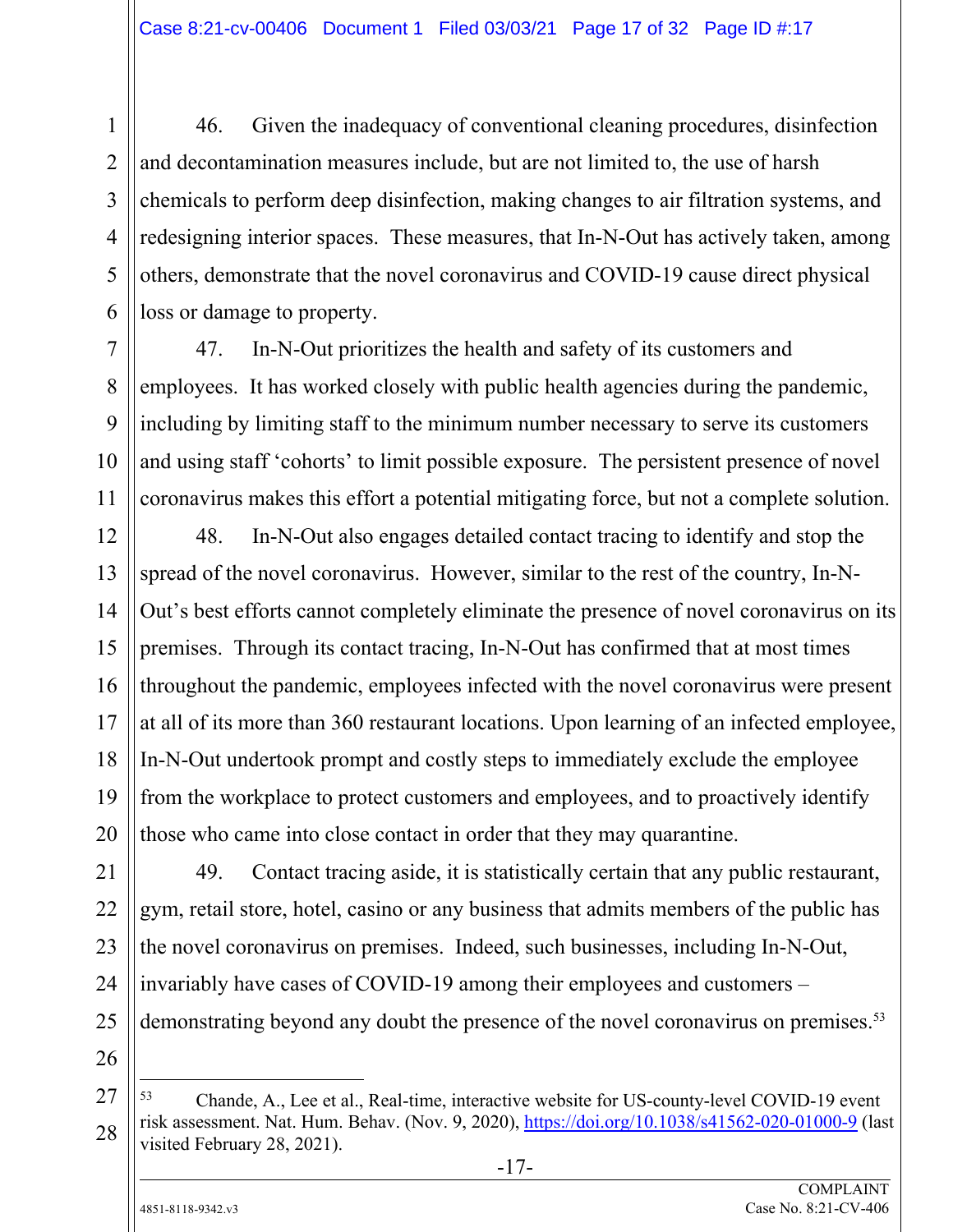46. Given the inadequacy of conventional cleaning procedures, disinfection and decontamination measures include, but are not limited to, the use of harsh chemicals to perform deep disinfection, making changes to air filtration systems, and redesigning interior spaces. These measures, that In-N-Out has actively taken, among others, demonstrate that the novel coronavirus and COVID-19 cause direct physical loss or damage to property.

47. In-N-Out prioritizes the health and safety of its customers and employees. It has worked closely with public health agencies during the pandemic, including by limiting staff to the minimum number necessary to serve its customers and using staff 'cohorts' to limit possible exposure. The persistent presence of novel coronavirus makes this effort a potential mitigating force, but not a complete solution.

48. In-N-Out also engages detailed contact tracing to identify and stop the spread of the novel coronavirus. However, similar to the rest of the country, In-N-Out's best efforts cannot completely eliminate the presence of novel coronavirus on its premises. Through its contact tracing, In-N-Out has confirmed that at most times throughout the pandemic, employees infected with the novel coronavirus were present at all of its more than 360 restaurant locations. Upon learning of an infected employee, In-N-Out undertook prompt and costly steps to immediately exclude the employee from the workplace to protect customers and employees, and to proactively identify those who came into close contact in order that they may quarantine.

49. Contact tracing aside, it is statistically certain that any public restaurant, gym, retail store, hotel, casino or any business that admits members of the public has the novel coronavirus on premises. Indeed, such businesses, including In-N-Out, invariably have cases of COVID-19 among their employees and customers – demonstrating beyond any doubt the presence of the novel coronavirus on premises.[53]

---

[53] Chande, A., Lee et al., Real-time, interactive website for US-county-level COVID-19 event risk assessment. Nat. Hum. Behav. (Nov. 9, 2020), https://doi.org/10.1038/s41562-020-01000-9 (last visited February 28, 2021).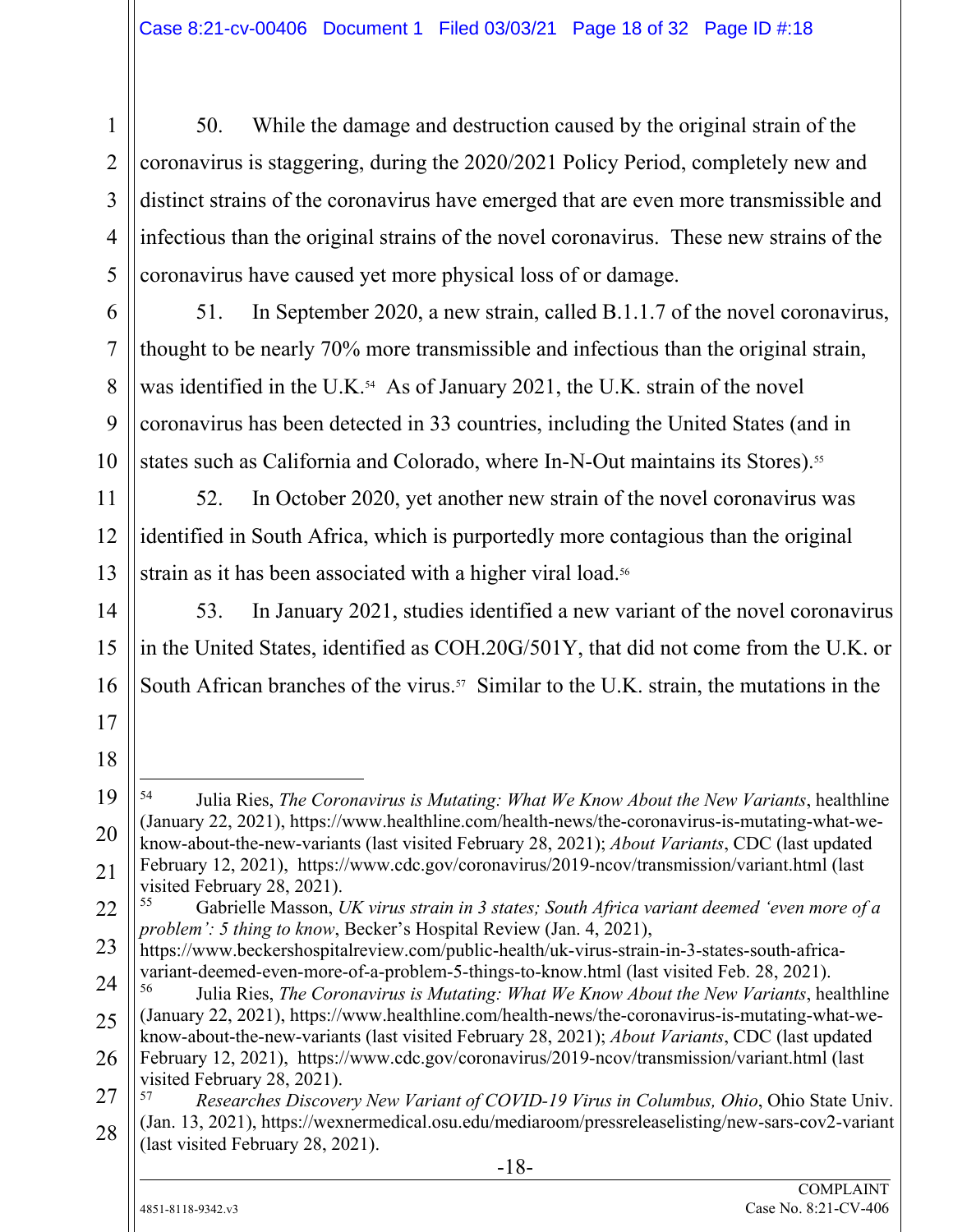50. While the damage and destruction caused by the original strain of the coronavirus is staggering, during the 2020/2021 Policy Period, completely new and distinct strains of the coronavirus have emerged that are even more transmissible and infectious than the original strains of the novel coronavirus. These new strains of the coronavirus have caused yet more physical loss of or damage.

51. In September 2020, a new strain, called B.1.1.7 of the novel coronavirus, thought to be nearly 70% more transmissible and infectious than the original strain, was identified in the U.K.[54] As of January 2021, the U.K. strain of the novel coronavirus has been detected in 33 countries, including the United States (and in states such as California and Colorado, where In-N-Out maintains its Stores).[55]

52. In October 2020, yet another new strain of the novel coronavirus was identified in South Africa, which is purportedly more contagious than the original strain as it has been associated with a higher viral load.[56]

53. In January 2021, studies identified a new variant of the novel coronavirus in the United States, identified as COH.20G/501Y, that did not come from the U.K. or South African branches of the virus.[57] Similar to the U.K. strain, the mutations in the

---

[54] Julia Ries, *The Coronavirus is Mutating: What We Know About the New Variants*, healthline (January 22, 2021), https://www.healthline.com/health-news/the-coronavirus-is-mutating-what-we-know-about-the-new-variants (last visited February 28, 2021); *About Variants*, CDC (last updated February 12, 2021), https://www.cdc.gov/coronavirus/2019-ncov/transmission/variant.html (last visited February 28, 2021).

[55] Gabrielle Masson, *UK virus strain in 3 states; South Africa variant deemed 'even more of a problem': 5 thing to know*, Becker's Hospital Review (Jan. 4, 2021), https://www.beckershospitalreview.com/public-health/uk-virus-strain-in-3-states-south-africa-variant-deemed-even-more-of-a-problem-5-things-to-know.html (last visited Feb. 28, 2021).

[56] Julia Ries, *The Coronavirus is Mutating: What We Know About the New Variants*, healthline (January 22, 2021), https://www.healthline.com/health-news/the-coronavirus-is-mutating-what-we-know-about-the-new-variants (last visited February 28, 2021); *About Variants*, CDC (last updated February 12, 2021), https://www.cdc.gov/coronavirus/2019-ncov/transmission/variant.html (last visited February 28, 2021).

[57] *Researches Discovery New Variant of COVID-19 Virus in Columbus, Ohio*, Ohio State Univ. (Jan. 13, 2021), https://wexnermedical.osu.edu/mediaroom/pressreleaselisting/new-sars-cov2-variant (last visited February 28, 2021).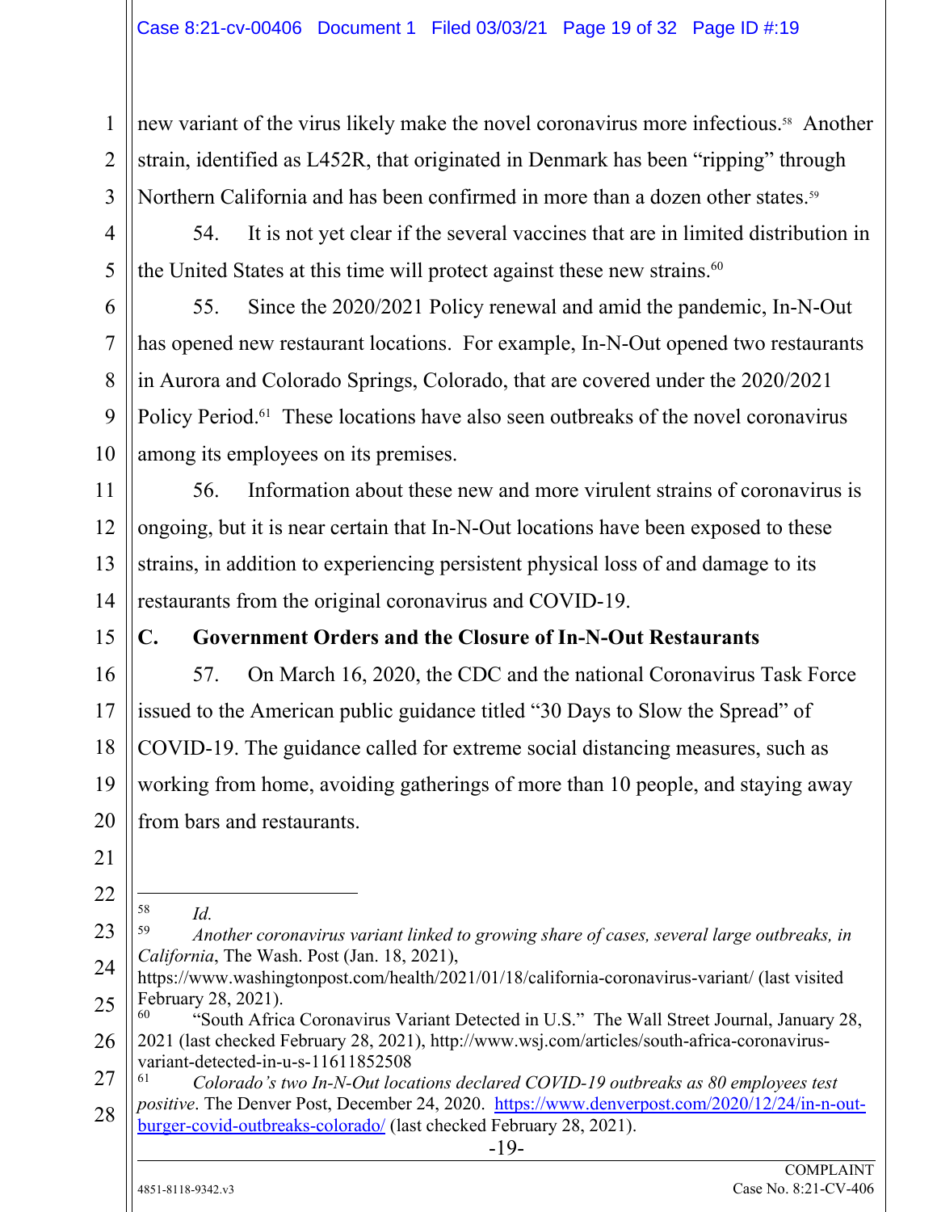new variant of the virus likely make the novel coronavirus more infectious.[58] Another strain, identified as L452R, that originated in Denmark has been "ripping" through Northern California and has been confirmed in more than a dozen other states.[59]

54. It is not yet clear if the several vaccines that are in limited distribution in the United States at this time will protect against these new strains.[60]

55. Since the 2020/2021 Policy renewal and amid the pandemic, In-N-Out has opened new restaurant locations. For example, In-N-Out opened two restaurants in Aurora and Colorado Springs, Colorado, that are covered under the 2020/2021 Policy Period.[61] These locations have also seen outbreaks of the novel coronavirus among its employees on its premises.

56. Information about these new and more virulent strains of coronavirus is ongoing, but it is near certain that In-N-Out locations have been exposed to these strains, in addition to experiencing persistent physical loss of and damage to its restaurants from the original coronavirus and COVID-19.

## C. Government Orders and the Closure of In-N-Out Restaurants

57. On March 16, 2020, the CDC and the national Coronavirus Task Force issued to the American public guidance titled "30 Days to Slow the Spread" of COVID-19. The guidance called for extreme social distancing measures, such as working from home, avoiding gatherings of more than 10 people, and staying away from bars and restaurants.

---

[58] *Id.*

[59] *Another coronavirus variant linked to growing share of cases, several large outbreaks, in California*, The Wash. Post (Jan. 18, 2021), https://www.washingtonpost.com/health/2021/01/18/california-coronavirus-variant/ (last visited February 28, 2021).

[60] "South Africa Coronavirus Variant Detected in U.S." The Wall Street Journal, January 28, 2021 (last checked February 28, 2021), http://www.wsj.com/articles/south-africa-coronavirus-variant-detected-in-u-s-11611852508

[61] *Colorado's two In-N-Out locations declared COVID-19 outbreaks as 80 employees test positive*. The Denver Post, December 24, 2020. https://www.denverpost.com/2020/12/24/in-n-out-burger-covid-outbreaks-colorado/ (last checked February 28, 2021).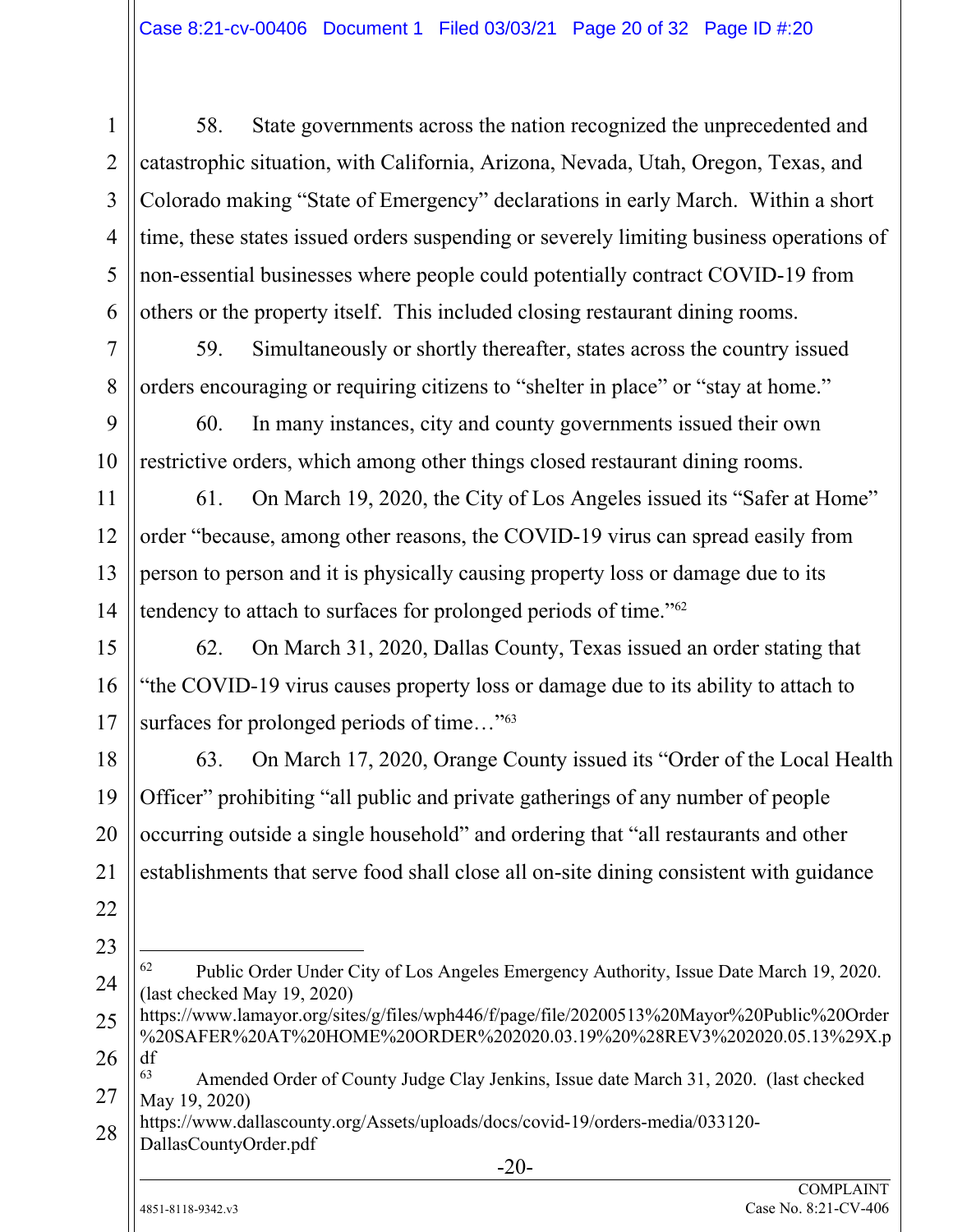58. State governments across the nation recognized the unprecedented and catastrophic situation, with California, Arizona, Nevada, Utah, Oregon, Texas, and Colorado making "State of Emergency" declarations in early March. Within a short time, these states issued orders suspending or severely limiting business operations of non-essential businesses where people could potentially contract COVID-19 from others or the property itself. This included closing restaurant dining rooms.

59. Simultaneously or shortly thereafter, states across the country issued orders encouraging or requiring citizens to "shelter in place" or "stay at home."

60. In many instances, city and county governments issued their own restrictive orders, which among other things closed restaurant dining rooms.

61. On March 19, 2020, the City of Los Angeles issued its "Safer at Home" order "because, among other reasons, the COVID-19 virus can spread easily from person to person and it is physically causing property loss or damage due to its tendency to attach to surfaces for prolonged periods of time."[62]

62. On March 31, 2020, Dallas County, Texas issued an order stating that "the COVID-19 virus causes property loss or damage due to its ability to attach to surfaces for prolonged periods of time…"[63]

63. On March 17, 2020, Orange County issued its "Order of the Local Health Officer" prohibiting "all public and private gatherings of any number of people occurring outside a single household" and ordering that "all restaurants and other establishments that serve food shall close all on-site dining consistent with guidance

---

[62] Public Order Under City of Los Angeles Emergency Authority, Issue Date March 19, 2020. (last checked May 19, 2020) https://www.lamayor.org/sites/g/files/wph446/f/page/file/20200513%20Mayor%20Public%20Order%20SAFER%20AT%20HOME%20ORDER%202020.03.19%20%28REV3%202020.05.13%29X.pdf

[63] Amended Order of County Judge Clay Jenkins, Issue date March 31, 2020. (last checked May 19, 2020) https://www.dallascounty.org/Assets/uploads/docs/covid-19/orders-media/033120-DallasCountyOrder.pdf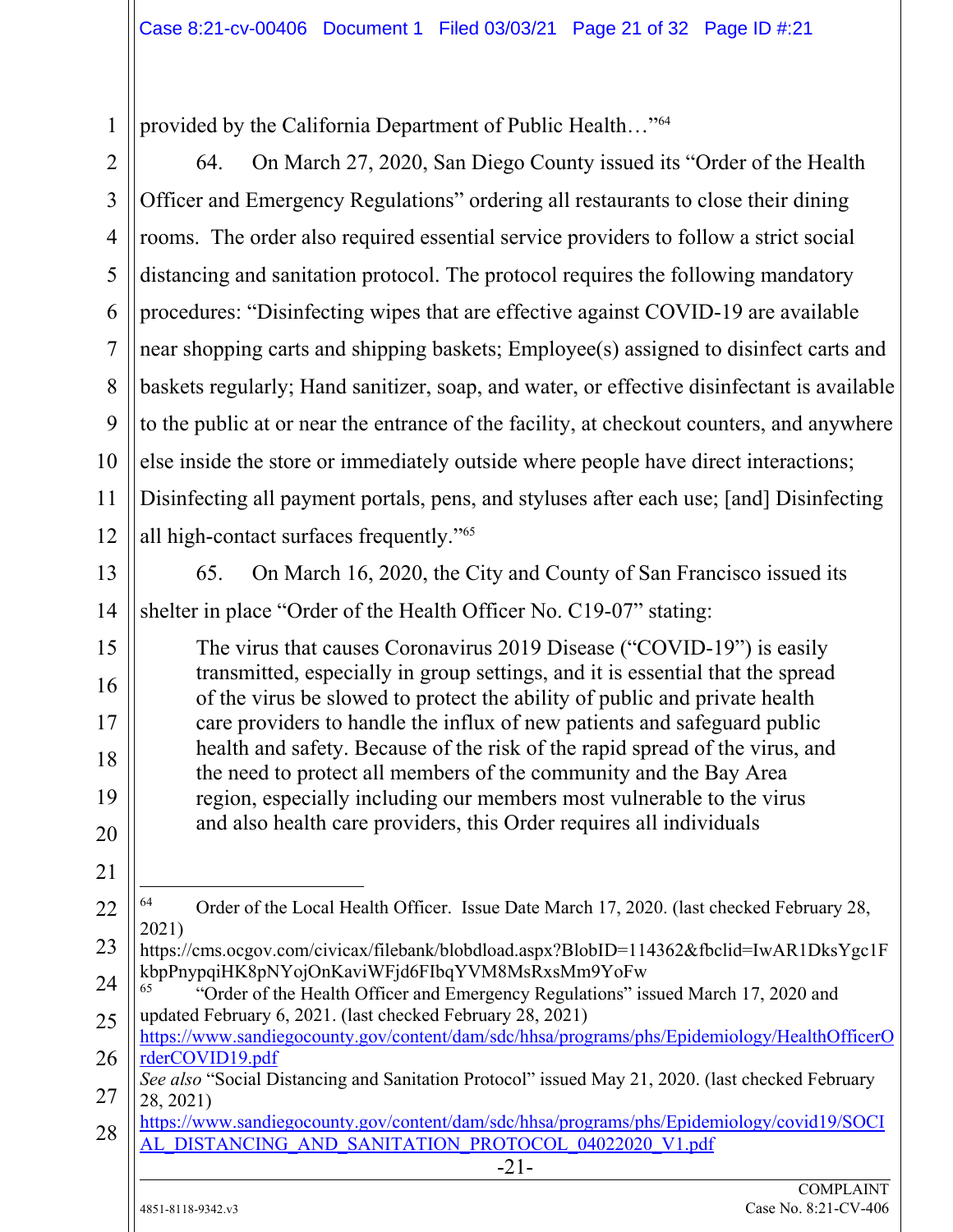provided by the California Department of Public Health…"[64]

64. On March 27, 2020, San Diego County issued its "Order of the Health Officer and Emergency Regulations" ordering all restaurants to close their dining rooms. The order also required essential service providers to follow a strict social distancing and sanitation protocol. The protocol requires the following mandatory procedures: "Disinfecting wipes that are effective against COVID-19 are available near shopping carts and shipping baskets; Employee(s) assigned to disinfect carts and baskets regularly; Hand sanitizer, soap, and water, or effective disinfectant is available to the public at or near the entrance of the facility, at checkout counters, and anywhere else inside the store or immediately outside where people have direct interactions; Disinfecting all payment portals, pens, and styluses after each use; [and] Disinfecting all high-contact surfaces frequently."[65]

65. On March 16, 2020, the City and County of San Francisco issued its shelter in place "Order of the Health Officer No. C19-07" stating:

> The virus that causes Coronavirus 2019 Disease ("COVID-19") is easily transmitted, especially in group settings, and it is essential that the spread of the virus be slowed to protect the ability of public and private health care providers to handle the influx of new patients and safeguard public health and safety. Because of the risk of the rapid spread of the virus, and the need to protect all members of the community and the Bay Area region, especially including our members most vulnerable to the virus and also health care providers, this Order requires all individuals

---

[64] Order of the Local Health Officer. Issue Date March 17, 2020. (last checked February 28, 2021)
https://cms.ocgov.com/civicax/filebank/blobdload.aspx?BlobID=114362&fbclid=IwAR1DksYgc1FkbpPnypqiHK8pNYojOnKaviWFjd6FIbqYVM8MsRxsMm9YoFw

[65] "Order of the Health Officer and Emergency Regulations" issued March 17, 2020 and updated February 6, 2021. (last checked February 28, 2021)
https://www.sandiegocounty.gov/content/dam/sdc/hhsa/programs/phs/Epidemiology/HealthOfficerOrderCOVID19.pdf
*See also* "Social Distancing and Sanitation Protocol" issued May 21, 2020. (last checked February 28, 2021)
https://www.sandiegocounty.gov/content/dam/sdc/hhsa/programs/phs/Epidemiology/covid19/SOCIAL_DISTANCING_AND_SANITATION_PROTOCOL_04022020_V1.pdf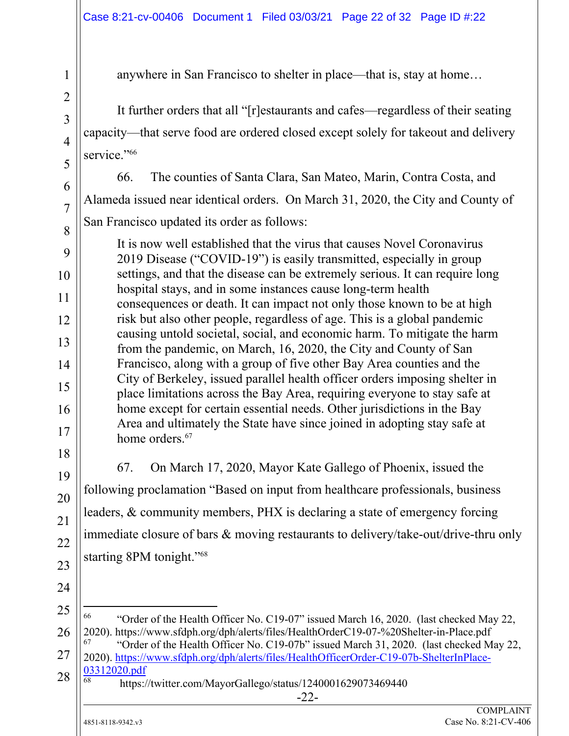anywhere in San Francisco to shelter in place—that is, stay at home…

It further orders that all "[r]estaurants and cafes—regardless of their seating capacity—that serve food are ordered closed except solely for takeout and delivery service."[66]

66. The counties of Santa Clara, San Mateo, Marin, Contra Costa, and Alameda issued near identical orders. On March 31, 2020, the City and County of San Francisco updated its order as follows:

> It is now well established that the virus that causes Novel Coronavirus 2019 Disease ("COVID-19") is easily transmitted, especially in group settings, and that the disease can be extremely serious. It can require long hospital stays, and in some instances cause long-term health consequences or death. It can impact not only those known to be at high risk but also other people, regardless of age. This is a global pandemic causing untold societal, social, and economic harm. To mitigate the harm from the pandemic, on March, 16, 2020, the City and County of San Francisco, along with a group of five other Bay Area counties and the City of Berkeley, issued parallel health officer orders imposing shelter in place limitations across the Bay Area, requiring everyone to stay safe at home except for certain essential needs. Other jurisdictions in the Bay Area and ultimately the State have since joined in adopting stay safe at home orders.[67]

67. On March 17, 2020, Mayor Kate Gallego of Phoenix, issued the following proclamation "Based on input from healthcare professionals, business leaders, & community members, PHX is declaring a state of emergency forcing immediate closure of bars & moving restaurants to delivery/take-out/drive-thru only starting 8PM tonight."[68]

---

[66] "Order of the Health Officer No. C19-07" issued March 16, 2020. (last checked May 22, 2020). https://www.sfdph.org/dph/alerts/files/HealthOrderC19-07-%20Shelter-in-Place.pdf

[67] "Order of the Health Officer No. C19-07b" issued March 31, 2020. (last checked May 22, 2020). https://www.sfdph.org/dph/alerts/files/HealthOfficerOrder-C19-07b-ShelterInPlace-03312020.pdf

[68] https://twitter.com/MayorGallego/status/1240001629073469440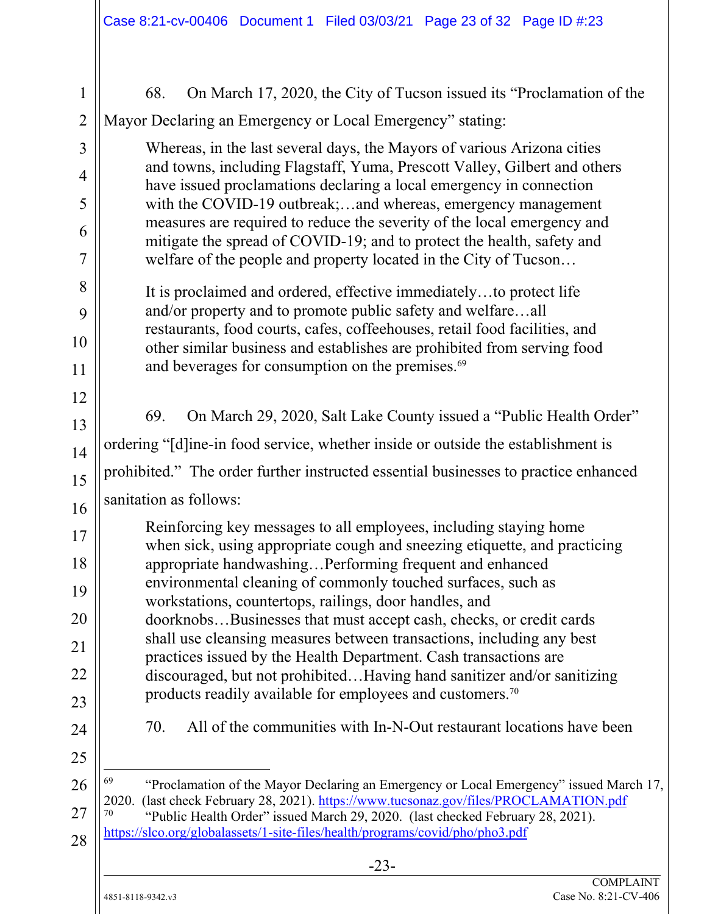68. On March 17, 2020, the City of Tucson issued its "Proclamation of the Mayor Declaring an Emergency or Local Emergency" stating:

> Whereas, in the last several days, the Mayors of various Arizona cities and towns, including Flagstaff, Yuma, Prescott Valley, Gilbert and others have issued proclamations declaring a local emergency in connection with the COVID-19 outbreak;…and whereas, emergency management measures are required to reduce the severity of the local emergency and mitigate the spread of COVID-19; and to protect the health, safety and welfare of the people and property located in the City of Tucson…
>
> It is proclaimed and ordered, effective immediately…to protect life and/or property and to promote public safety and welfare…all restaurants, food courts, cafes, coffeehouses, retail food facilities, and other similar business and establishes are prohibited from serving food and beverages for consumption on the premises.[69]

69. On March 29, 2020, Salt Lake County issued a "Public Health Order" ordering "[d]ine-in food service, whether inside or outside the establishment is prohibited." The order further instructed essential businesses to practice enhanced sanitation as follows:

> Reinforcing key messages to all employees, including staying home when sick, using appropriate cough and sneezing etiquette, and practicing appropriate handwashing…Performing frequent and enhanced environmental cleaning of commonly touched surfaces, such as workstations, countertops, railings, door handles, and doorknobs…Businesses that must accept cash, checks, or credit cards shall use cleansing measures between transactions, including any best practices issued by the Health Department. Cash transactions are discouraged, but not prohibited…Having hand sanitizer and/or sanitizing products readily available for employees and customers.[70]

70. All of the communities with In-N-Out restaurant locations have been

---

[69] "Proclamation of the Mayor Declaring an Emergency or Local Emergency" issued March 17, 2020. (last check February 28, 2021). https://www.tucsonaz.gov/files/PROCLAMATION.pdf

[70] "Public Health Order" issued March 29, 2020. (last checked February 28, 2021). https://slco.org/globalassets/1-site-files/health/programs/covid/pho/pho3.pdf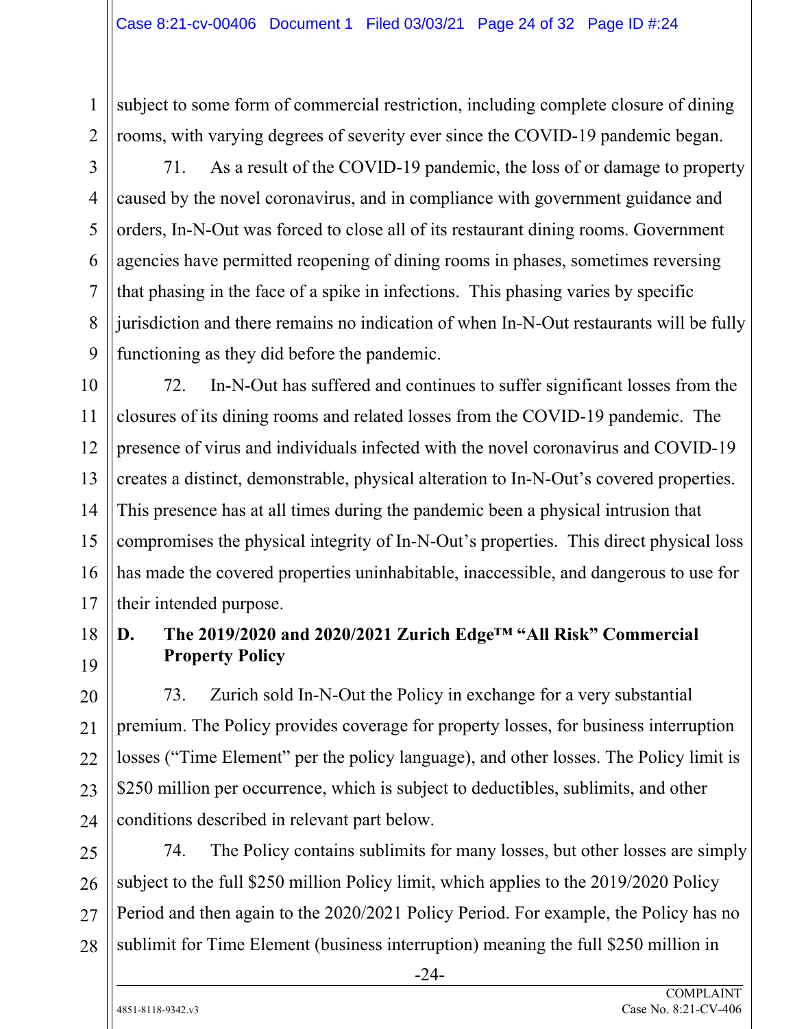subject to some form of commercial restriction, including complete closure of dining rooms, with varying degrees of severity ever since the COVID-19 pandemic began.

71. As a result of the COVID-19 pandemic, the loss of or damage to property caused by the novel coronavirus, and in compliance with government guidance and orders, In-N-Out was forced to close all of its restaurant dining rooms. Government agencies have permitted reopening of dining rooms in phases, sometimes reversing that phasing in the face of a spike in infections. This phasing varies by specific jurisdiction and there remains no indication of when In-N-Out restaurants will be fully functioning as they did before the pandemic.

72. In-N-Out has suffered and continues to suffer significant losses from the closures of its dining rooms and related losses from the COVID-19 pandemic. The presence of virus and individuals infected with the novel coronavirus and COVID-19 creates a distinct, demonstrable, physical alteration to In-N-Out's covered properties. This presence has at all times during the pandemic been a physical intrusion that compromises the physical integrity of In-N-Out's properties. This direct physical loss has made the covered properties uninhabitable, inaccessible, and dangerous to use for their intended purpose.

### D. The 2019/2020 and 2020/2021 Zurich Edge™ "All Risk" Commercial Property Policy

73. Zurich sold In-N-Out the Policy in exchange for a very substantial premium. The Policy provides coverage for property losses, for business interruption losses ("Time Element" per the policy language), and other losses. The Policy limit is $250 million per occurrence, which is subject to deductibles, sublimits, and other conditions described in relevant part below.

74. The Policy contains sublimits for many losses, but other losses are simply subject to the full $250 million Policy limit, which applies to the 2019/2020 Policy Period and then again to the 2020/2021 Policy Period. For example, the Policy has no sublimit for Time Element (business interruption) meaning the full $250 million in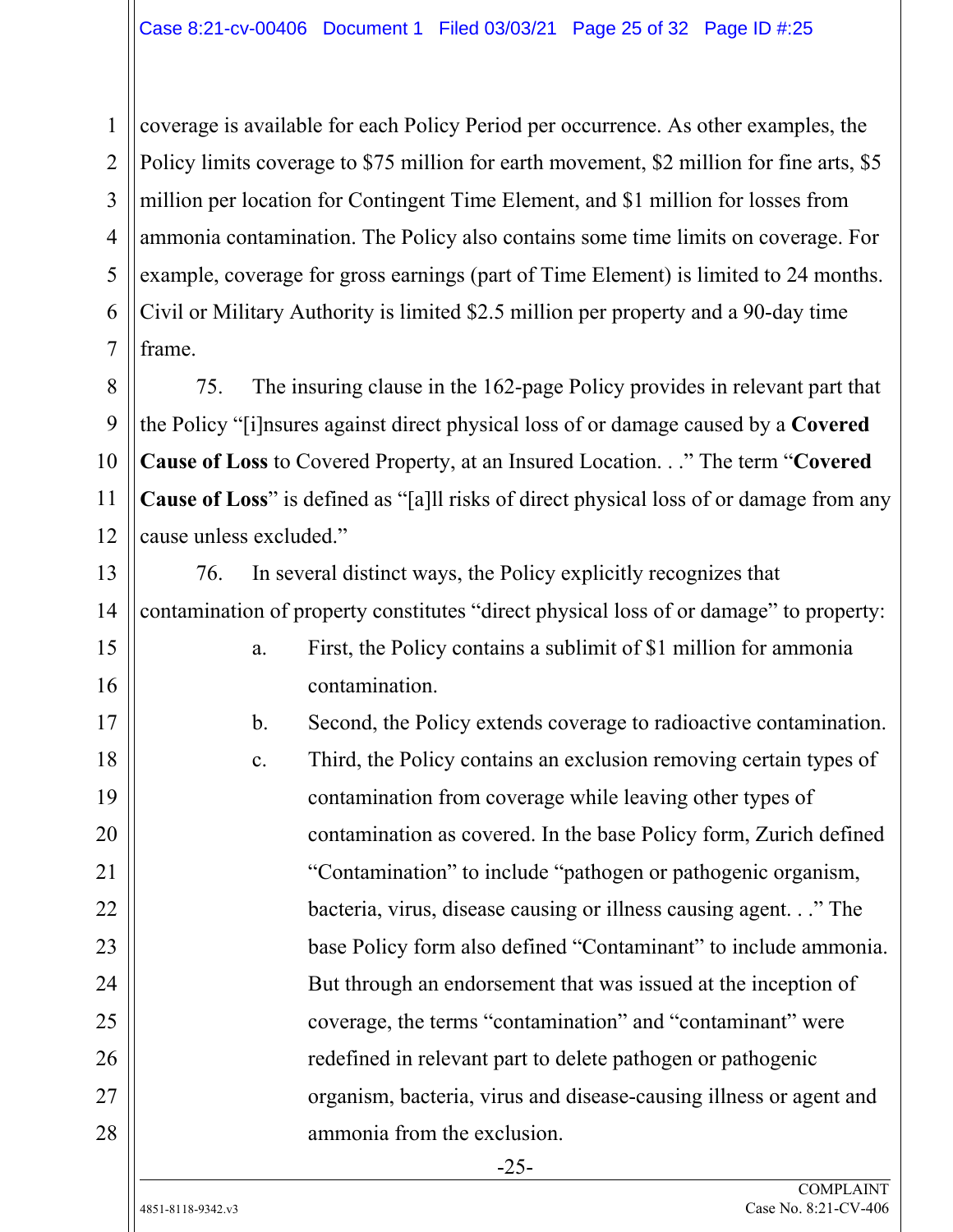coverage is available for each Policy Period per occurrence. As other examples, the Policy limits coverage to $75 million for earth movement, $2 million for fine arts, $5 million per location for Contingent Time Element, and $1 million for losses from ammonia contamination. The Policy also contains some time limits on coverage. For example, coverage for gross earnings (part of Time Element) is limited to 24 months. Civil or Military Authority is limited $2.5 million per property and a 90-day time frame.

75. The insuring clause in the 162-page Policy provides in relevant part that the Policy "[i]nsures against direct physical loss of or damage caused by a **Covered Cause of Loss** to Covered Property, at an Insured Location. . ." The term "**Covered Cause of Loss**" is defined as "[a]ll risks of direct physical loss of or damage from any cause unless excluded."

76. In several distinct ways, the Policy explicitly recognizes that contamination of property constitutes "direct physical loss of or damage" to property:

a. First, the Policy contains a sublimit of $1 million for ammonia contamination.

b. Second, the Policy extends coverage to radioactive contamination.

c. Third, the Policy contains an exclusion removing certain types of contamination from coverage while leaving other types of contamination as covered. In the base Policy form, Zurich defined "Contamination" to include "pathogen or pathogenic organism, bacteria, virus, disease causing or illness causing agent. . ." The base Policy form also defined "Contaminant" to include ammonia. But through an endorsement that was issued at the inception of coverage, the terms "contamination" and "contaminant" were redefined in relevant part to delete pathogen or pathogenic organism, bacteria, virus and disease-causing illness or agent and ammonia from the exclusion.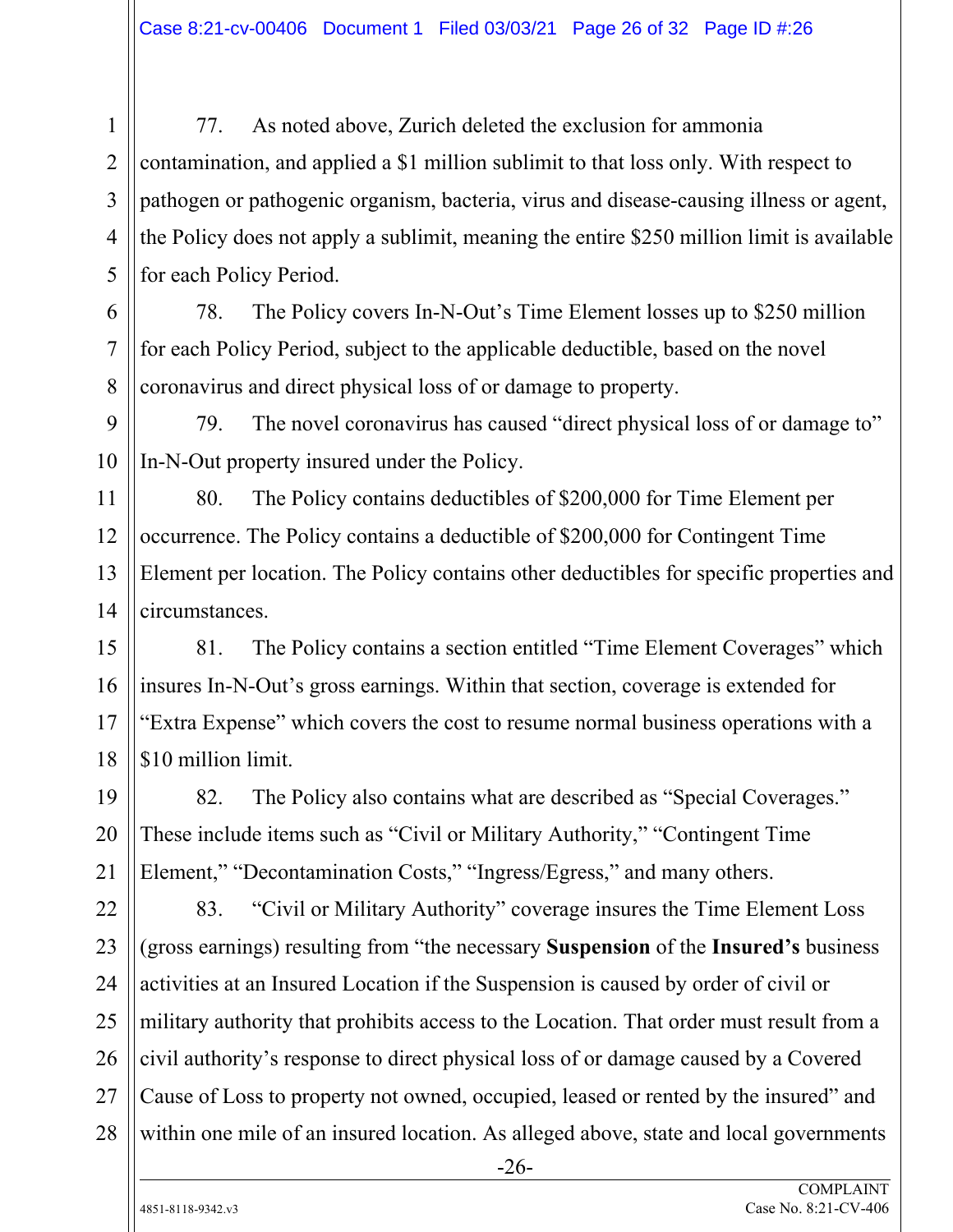77. As noted above, Zurich deleted the exclusion for ammonia contamination, and applied a $1 million sublimit to that loss only. With respect to pathogen or pathogenic organism, bacteria, virus and disease-causing illness or agent, the Policy does not apply a sublimit, meaning the entire $250 million limit is available for each Policy Period.

78. The Policy covers In-N-Out's Time Element losses up to $250 million for each Policy Period, subject to the applicable deductible, based on the novel coronavirus and direct physical loss of or damage to property.

79. The novel coronavirus has caused "direct physical loss of or damage to" In-N-Out property insured under the Policy.

80. The Policy contains deductibles of $200,000 for Time Element per occurrence. The Policy contains a deductible of $200,000 for Contingent Time Element per location. The Policy contains other deductibles for specific properties and circumstances.

81. The Policy contains a section entitled "Time Element Coverages" which insures In-N-Out's gross earnings. Within that section, coverage is extended for "Extra Expense" which covers the cost to resume normal business operations with a $10 million limit.

82. The Policy also contains what are described as "Special Coverages." These include items such as "Civil or Military Authority," "Contingent Time Element," "Decontamination Costs," "Ingress/Egress," and many others.

83. "Civil or Military Authority" coverage insures the Time Element Loss (gross earnings) resulting from "the necessary **Suspension** of the **Insured's** business activities at an Insured Location if the Suspension is caused by order of civil or military authority that prohibits access to the Location. That order must result from a civil authority's response to direct physical loss of or damage caused by a Covered Cause of Loss to property not owned, occupied, leased or rented by the insured" and within one mile of an insured location. As alleged above, state and local governments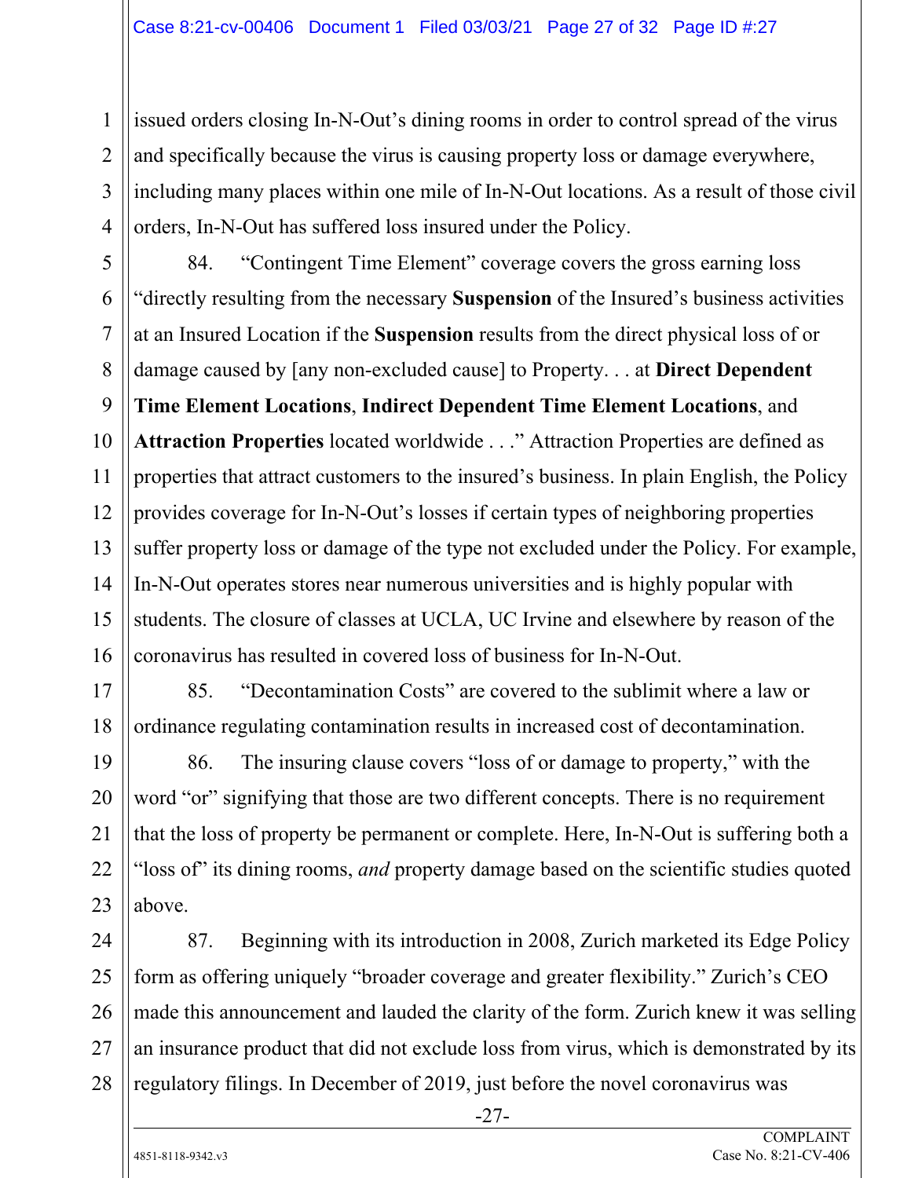issued orders closing In-N-Out's dining rooms in order to control spread of the virus and specifically because the virus is causing property loss or damage everywhere, including many places within one mile of In-N-Out locations. As a result of those civil orders, In-N-Out has suffered loss insured under the Policy.

84. "Contingent Time Element" coverage covers the gross earning loss "directly resulting from the necessary **Suspension** of the Insured's business activities at an Insured Location if the **Suspension** results from the direct physical loss of or damage caused by [any non-excluded cause] to Property. . . at **Direct Dependent Time Element Locations**, **Indirect Dependent Time Element Locations**, and **Attraction Properties** located worldwide . . ." Attraction Properties are defined as properties that attract customers to the insured's business. In plain English, the Policy provides coverage for In-N-Out's losses if certain types of neighboring properties suffer property loss or damage of the type not excluded under the Policy. For example, In-N-Out operates stores near numerous universities and is highly popular with students. The closure of classes at UCLA, UC Irvine and elsewhere by reason of the coronavirus has resulted in covered loss of business for In-N-Out.

85. "Decontamination Costs" are covered to the sublimit where a law or ordinance regulating contamination results in increased cost of decontamination.

86. The insuring clause covers "loss of or damage to property," with the word "or" signifying that those are two different concepts. There is no requirement that the loss of property be permanent or complete. Here, In-N-Out is suffering both a "loss of" its dining rooms, *and* property damage based on the scientific studies quoted above.

87. Beginning with its introduction in 2008, Zurich marketed its Edge Policy form as offering uniquely "broader coverage and greater flexibility." Zurich's CEO made this announcement and lauded the clarity of the form. Zurich knew it was selling an insurance product that did not exclude loss from virus, which is demonstrated by its regulatory filings. In December of 2019, just before the novel coronavirus was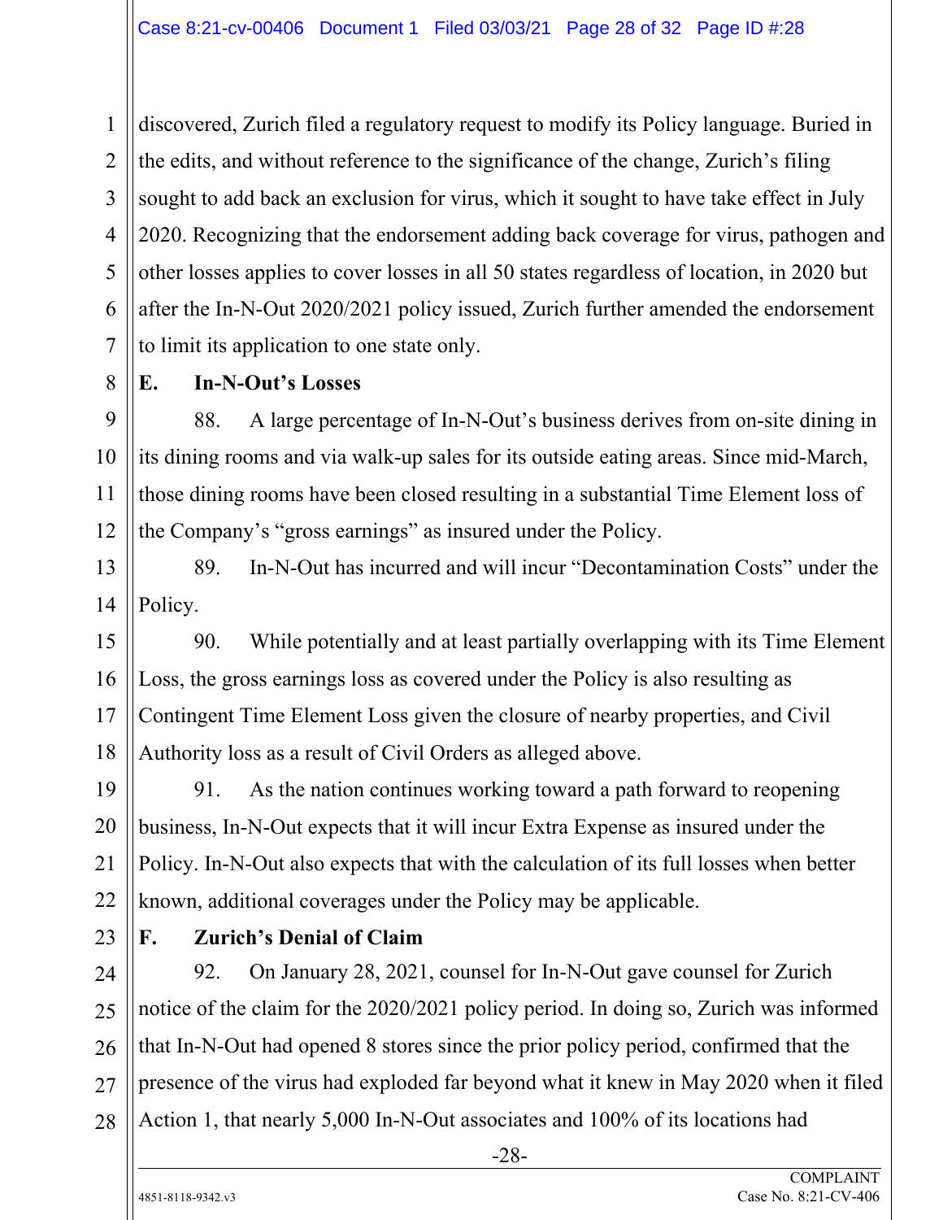discovered, Zurich filed a regulatory request to modify its Policy language. Buried in the edits, and without reference to the significance of the change, Zurich's filing sought to add back an exclusion for virus, which it sought to have take effect in July 2020. Recognizing that the endorsement adding back coverage for virus, pathogen and other losses applies to cover losses in all 50 states regardless of location, in 2020 but after the In-N-Out 2020/2021 policy issued, Zurich further amended the endorsement to limit its application to one state only.

### E. In-N-Out's Losses

88. A large percentage of In-N-Out's business derives from on-site dining in its dining rooms and via walk-up sales for its outside eating areas. Since mid-March, those dining rooms have been closed resulting in a substantial Time Element loss of the Company's "gross earnings" as insured under the Policy.

89. In-N-Out has incurred and will incur "Decontamination Costs" under the Policy.

90. While potentially and at least partially overlapping with its Time Element Loss, the gross earnings loss as covered under the Policy is also resulting as Contingent Time Element Loss given the closure of nearby properties, and Civil Authority loss as a result of Civil Orders as alleged above.

91. As the nation continues working toward a path forward to reopening business, In-N-Out expects that it will incur Extra Expense as insured under the Policy. In-N-Out also expects that with the calculation of its full losses when better known, additional coverages under the Policy may be applicable.

### F. Zurich's Denial of Claim

92. On January 28, 2021, counsel for In-N-Out gave counsel for Zurich notice of the claim for the 2020/2021 policy period. In doing so, Zurich was informed that In-N-Out had opened 8 stores since the prior policy period, confirmed that the presence of the virus had exploded far beyond what it knew in May 2020 when it filed Action 1, that nearly 5,000 In-N-Out associates and 100% of its locations had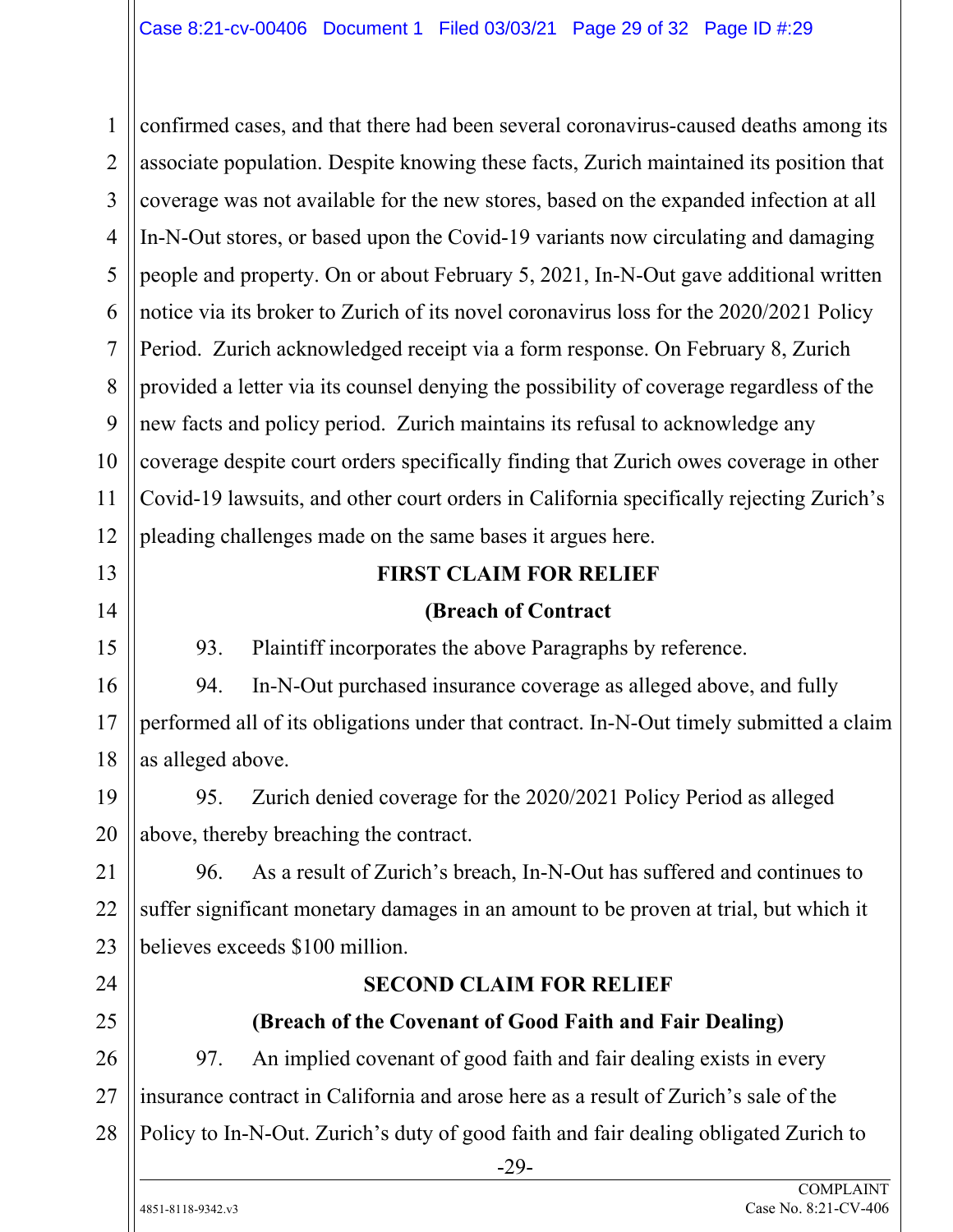confirmed cases, and that there had been several coronavirus-caused deaths among its associate population. Despite knowing these facts, Zurich maintained its position that coverage was not available for the new stores, based on the expanded infection at all In-N-Out stores, or based upon the Covid-19 variants now circulating and damaging people and property. On or about February 5, 2021, In-N-Out gave additional written notice via its broker to Zurich of its novel coronavirus loss for the 2020/2021 Policy Period. Zurich acknowledged receipt via a form response. On February 8, Zurich provided a letter via its counsel denying the possibility of coverage regardless of the new facts and policy period. Zurich maintains its refusal to acknowledge any coverage despite court orders specifically finding that Zurich owes coverage in other Covid-19 lawsuits, and other court orders in California specifically rejecting Zurich's pleading challenges made on the same bases it argues here.

**FIRST CLAIM FOR RELIEF**

**(Breach of Contract**

93. Plaintiff incorporates the above Paragraphs by reference.

94. In-N-Out purchased insurance coverage as alleged above, and fully performed all of its obligations under that contract. In-N-Out timely submitted a claim as alleged above.

95. Zurich denied coverage for the 2020/2021 Policy Period as alleged above, thereby breaching the contract.

96. As a result of Zurich's breach, In-N-Out has suffered and continues to suffer significant monetary damages in an amount to be proven at trial, but which it believes exceeds $100 million.

**SECOND CLAIM FOR RELIEF**

**(Breach of the Covenant of Good Faith and Fair Dealing)**

97. An implied covenant of good faith and fair dealing exists in every insurance contract in California and arose here as a result of Zurich's sale of the Policy to In-N-Out. Zurich's duty of good faith and fair dealing obligated Zurich to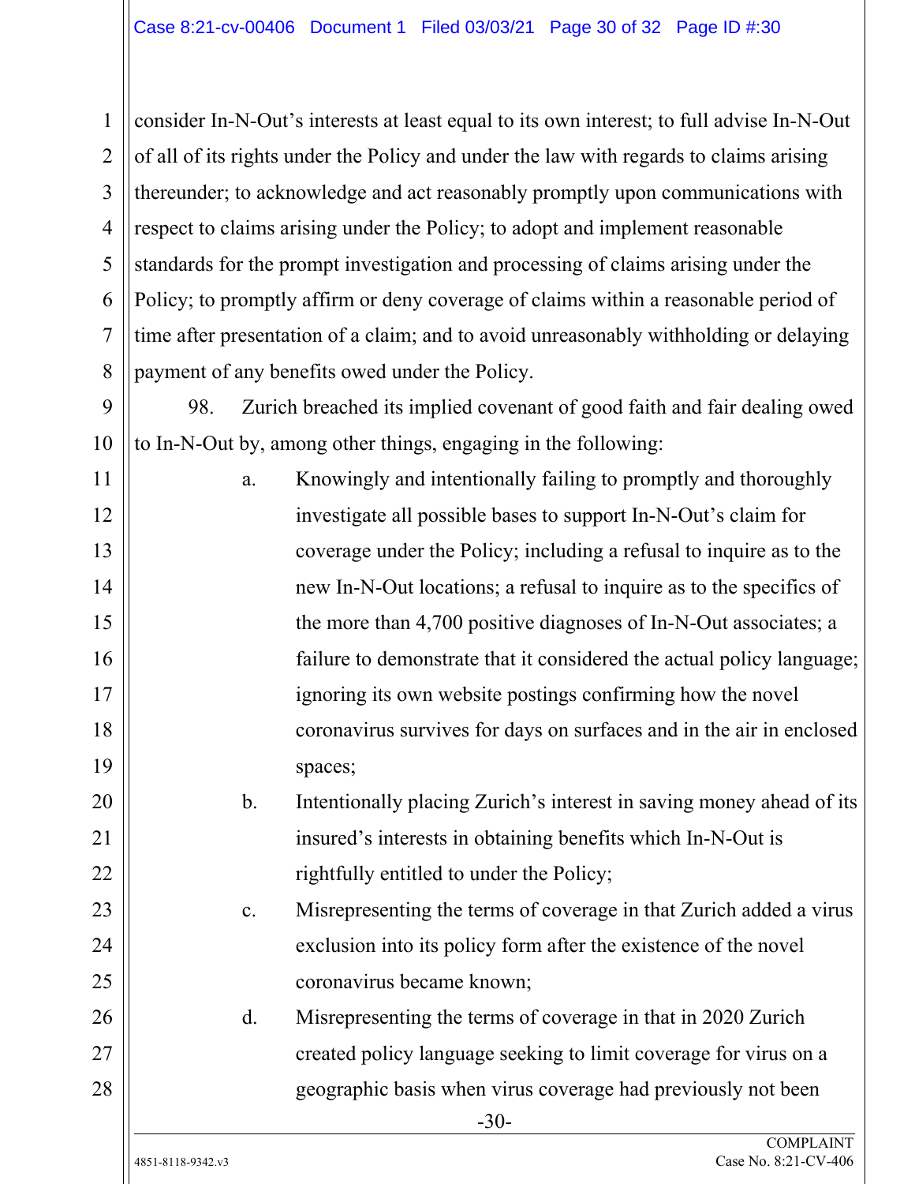consider In-N-Out's interests at least equal to its own interest; to full advise In-N-Out of all of its rights under the Policy and under the law with regards to claims arising thereunder; to acknowledge and act reasonably promptly upon communications with respect to claims arising under the Policy; to adopt and implement reasonable standards for the prompt investigation and processing of claims arising under the Policy; to promptly affirm or deny coverage of claims within a reasonable period of time after presentation of a claim; and to avoid unreasonably withholding or delaying payment of any benefits owed under the Policy.

98. Zurich breached its implied covenant of good faith and fair dealing owed to In-N-Out by, among other things, engaging in the following:

a. Knowingly and intentionally failing to promptly and thoroughly investigate all possible bases to support In-N-Out's claim for coverage under the Policy; including a refusal to inquire as to the new In-N-Out locations; a refusal to inquire as to the specifics of the more than 4,700 positive diagnoses of In-N-Out associates; a failure to demonstrate that it considered the actual policy language; ignoring its own website postings confirming how the novel coronavirus survives for days on surfaces and in the air in enclosed spaces;

b. Intentionally placing Zurich's interest in saving money ahead of its insured's interests in obtaining benefits which In-N-Out is rightfully entitled to under the Policy;

c. Misrepresenting the terms of coverage in that Zurich added a virus exclusion into its policy form after the existence of the novel coronavirus became known;

d. Misrepresenting the terms of coverage in that in 2020 Zurich created policy language seeking to limit coverage for virus on a geographic basis when virus coverage had previously not been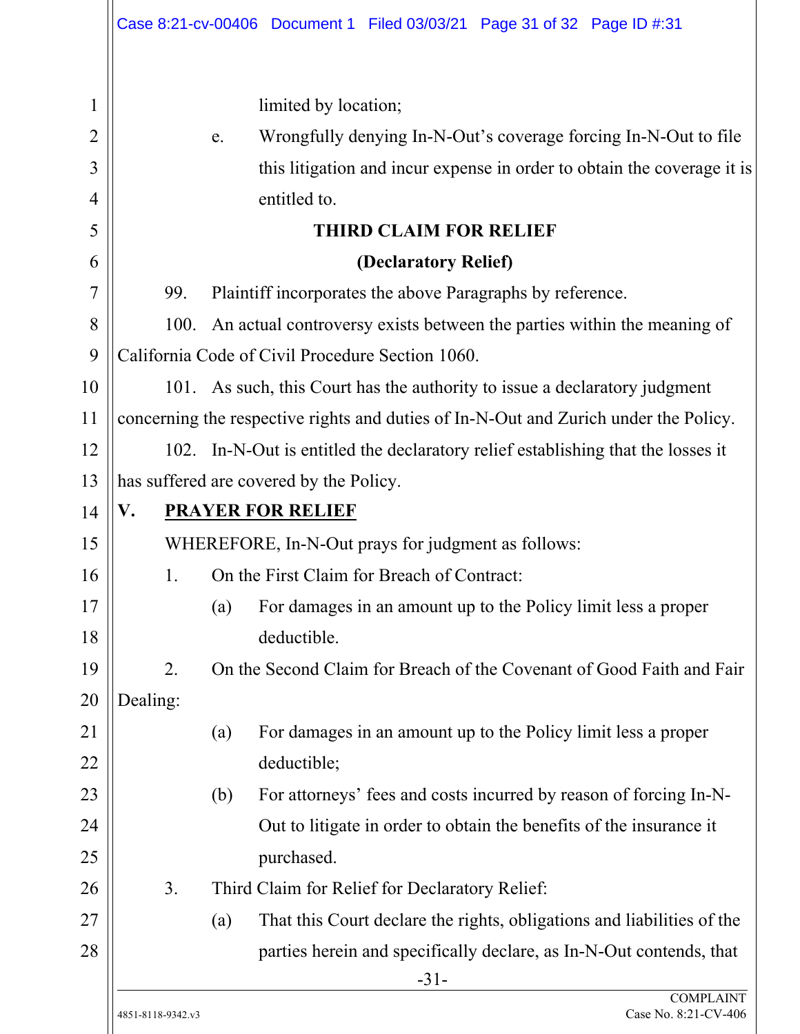limited by location;

e. Wrongfully denying In-N-Out's coverage forcing In-N-Out to file this litigation and incur expense in order to obtain the coverage it is entitled to.

**THIRD CLAIM FOR RELIEF**

**(Declaratory Relief)**

99. Plaintiff incorporates the above Paragraphs by reference.

100. An actual controversy exists between the parties within the meaning of California Code of Civil Procedure Section 1060.

101. As such, this Court has the authority to issue a declaratory judgment concerning the respective rights and duties of In-N-Out and Zurich under the Policy.

102. In-N-Out is entitled the declaratory relief establishing that the losses it has suffered are covered by the Policy.

## V. PRAYER FOR RELIEF

WHEREFORE, In-N-Out prays for judgment as follows:

1. On the First Claim for Breach of Contract:

   (a) For damages in an amount up to the Policy limit less a proper deductible.

2. On the Second Claim for Breach of the Covenant of Good Faith and Fair Dealing:

   (a) For damages in an amount up to the Policy limit less a proper deductible;

   (b) For attorneys' fees and costs incurred by reason of forcing In-N-Out to litigate in order to obtain the benefits of the insurance it purchased.

3. Third Claim for Relief for Declaratory Relief:

   (a) That this Court declare the rights, obligations and liabilities of the parties herein and specifically declare, as In-N-Out contends, that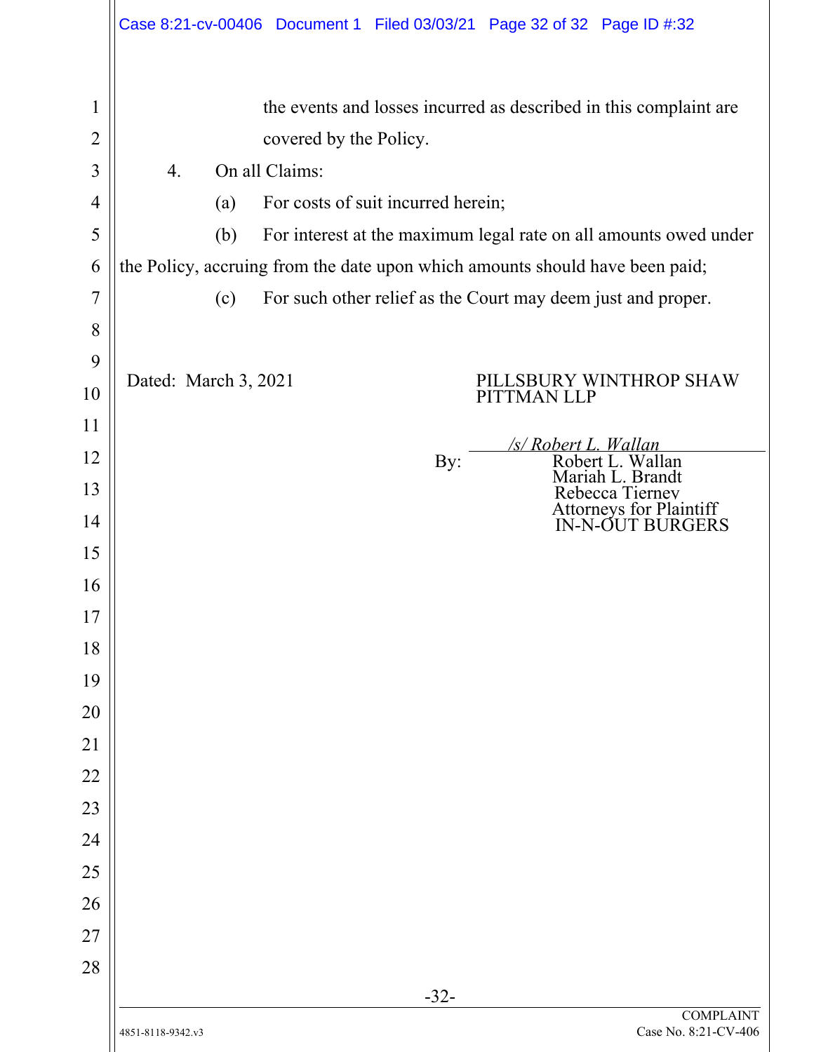the events and losses incurred as described in this complaint are covered by the Policy.

4. On all Claims:

(a) For costs of suit incurred herein;

(b) For interest at the maximum legal rate on all amounts owed under the Policy, accruing from the date upon which amounts should have been paid;

(c) For such other relief as the Court may deem just and proper.

Dated: March 3, 2021

PILLSBURY WINTHROP SHAW PITTMAN LLP

By: */s/ Robert L. Wallan*
Robert L. Wallan
Mariah L. Brandt
Rebecca Tierney
Attorneys for Plaintiff
IN-N-OUT BURGERS